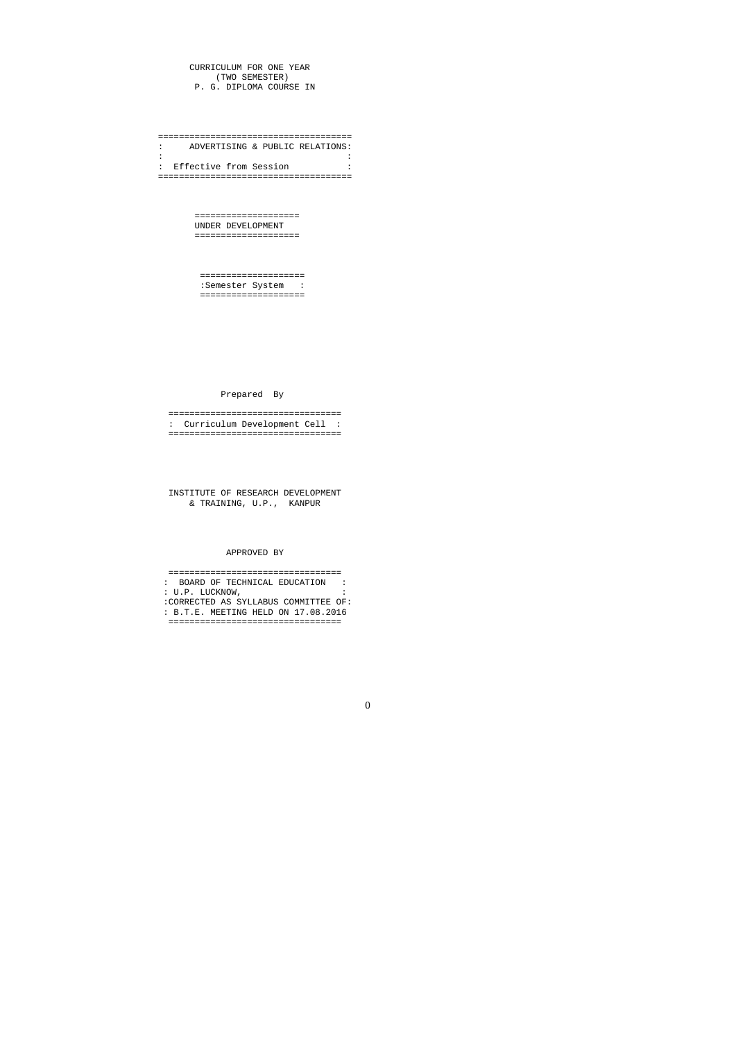CURRICULUM FOR ONE YEAR
(TWO SEMESTER)
P. G. DIPLOMA COURSE IN

# ADVERTISING & PUBLIC RELATIONS

Effective from Session

**UNDER DEVELOPMENT**

**Semester System**

Prepared By

**Curriculum Development Cell**

INSTITUTE OF RESEARCH DEVELOPMENT
& TRAINING, U.P., KANPUR

APPROVED BY

BOARD OF TECHNICAL EDUCATION
U.P. LUCKNOW,
CORRECTED AS SYLLABUS COMMITTEE OF
B.T.E. MEETING HELD ON 17.08.2016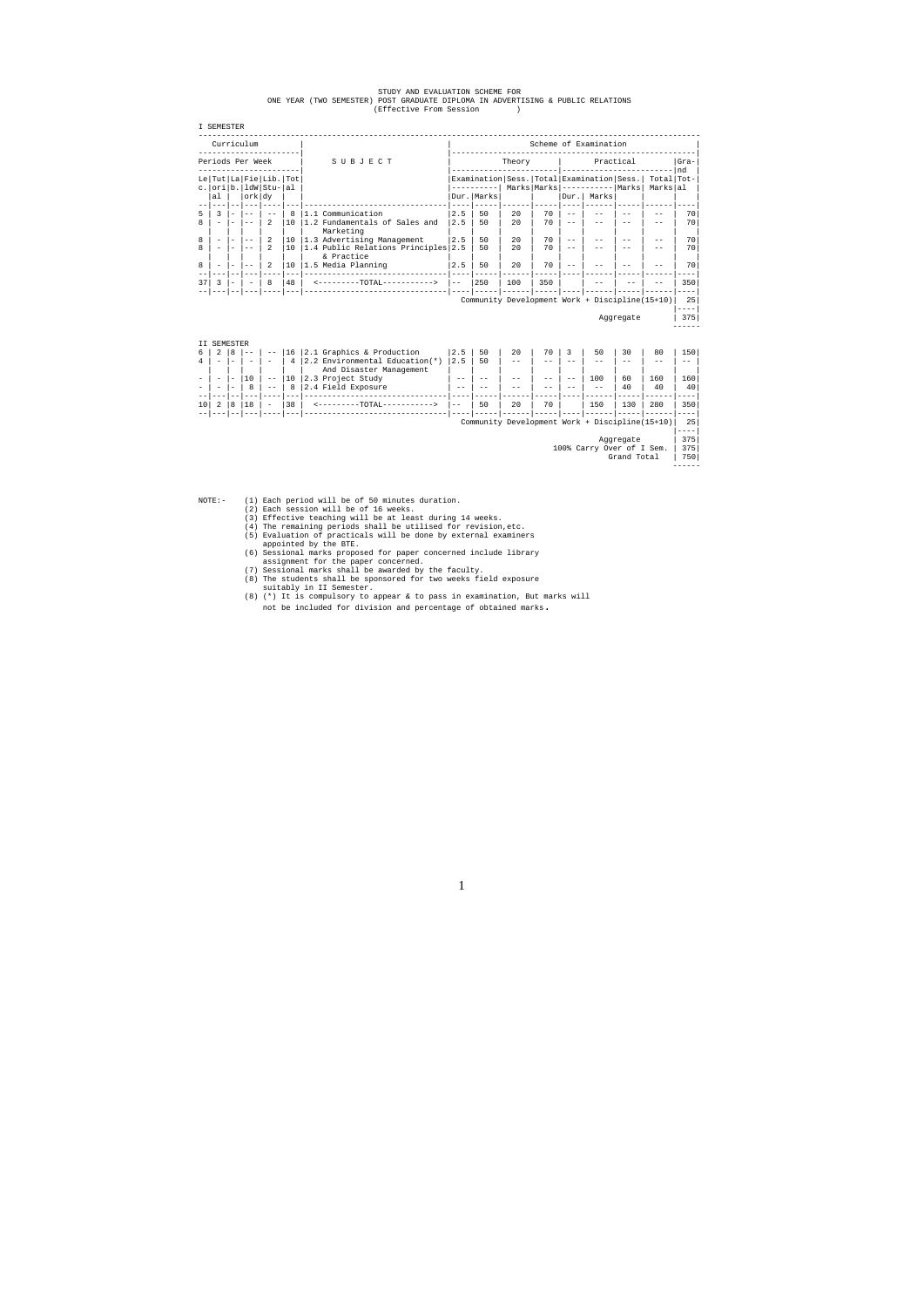# STUDY AND EVALUATION SCHEME FOR
## ONE YEAR (TWO SEMESTER) POST GRADUATE DIPLOMA IN ADVERTISING & PUBLIC RELATIONS
(Effective From Session )

### I SEMESTER

| Curriculum | | | | | | SUBJECT | Scheme of Examination | | | | | | | | | |
|---|---|---|---|---|---|---|---|---|---|---|---|---|---|---|---|---|
| Periods Per Week | | | | | | | Theory | | | | Practical | | | | | Grand Total |
| Lectural | Tutorial | Lab. | Fieldwork | Lib. Study | Total | | Examination Dur. | Examination Marks | Sess. Marks | Total Marks | Examination Dur. | Examination Marks | Sess. Marks | Total Marks | | |
| 5 | 3 | - | -- | -- | 8 | 1.1 Communication | 2.5 | 50 | 20 | 70 | -- | -- | -- | -- | | 70 |
| 8 | - | - | -- | 2 | 10 | 1.2 Fundamentals of Sales and Marketing | 2.5 | 50 | 20 | 70 | -- | -- | -- | -- | | 70 |
| 8 | - | - | -- | 2 | 10 | 1.3 Advertising Management | 2.5 | 50 | 20 | 70 | -- | -- | -- | -- | | 70 |
| 8 | - | - | -- | 2 | 10 | 1.4 Public Relations Principles & Practice | 2.5 | 50 | 20 | 70 | -- | -- | -- | -- | | 70 |
| 8 | - | - | -- | 2 | 10 | 1.5 Media Planning | 2.5 | 50 | 20 | 70 | -- | -- | -- | -- | | 70 |
| 37 | 3 | - | - | 8 | 48 | <---------TOTAL-----------> | -- | 250 | 100 | 350 | | -- | -- | -- | | 350 |
| | | | | | | Community Development Work + Discipline(15+10) | | | | | | | | | | 25 |
| | | | | | | Aggregate | | | | | | | | | | 375 |

### II SEMESTER

| Lectural | Tutorial | Lab. | Fieldwork | Lib. Study | Total | SUBJECT | Theory Examination Dur. | Theory Examination Marks | Theory Sess. Marks | Theory Total Marks | Practical Examination Dur. | Practical Examination Marks | Practical Sess. Marks | Practical Total Marks | Grand Total |
|---|---|---|---|---|---|---|---|---|---|---|---|---|---|---|---|
| 6 | 2 | 8 | -- | -- | 16 | 2.1 Graphics & Production | 2.5 | 50 | 20 | 70 | 3 | 50 | 30 | 80 | 150 |
| 4 | - | - | - | - | 4 | 2.2 Environmental Education(*) And Disaster Management | 2.5 | 50 | -- | -- | -- | -- | -- | -- | -- |
| - | - | - | 10 | -- | 10 | 2.3 Project Study | -- | -- | -- | -- | -- | 100 | 60 | 160 | 160 |
| - | - | - | 8 | -- | 8 | 2.4 Field Exposure | -- | -- | -- | -- | -- | -- | 40 | 40 | 40 |
| 10 | 2 | 8 | 18 | - | 38 | <---------TOTAL-----------> | -- | 50 | 20 | 70 | | 150 | 130 | 280 | 350 |
| | | | | | | Community Development Work + Discipline(15+10) | | | | | | | | | 25 |
| | | | | | | Aggregate | | | | | | | | | 375 |
| | | | | | | 100% Carry Over of I Sem. | | | | | | | | | 375 |
| | | | | | | Grand Total | | | | | | | | | 750 |

NOTE:-
(1) Each period will be of 50 minutes duration.
(2) Each session will be of 16 weeks.
(3) Effective teaching will be at least during 14 weeks.
(4) The remaining periods shall be utilised for revision,etc.
(5) Evaluation of practicals will be done by external examiners appointed by the BTE.
(6) Sessional marks proposed for paper concerned include library assignment for the paper concerned.
(7) Sessional marks shall be awarded by the faculty.
(8) The students shall be sponsored for two weeks field exposure suitably in II Semester.
(8) (*) It is compulsory to appear & to pass in examination, But marks will not be included for division and percentage of obtained marks.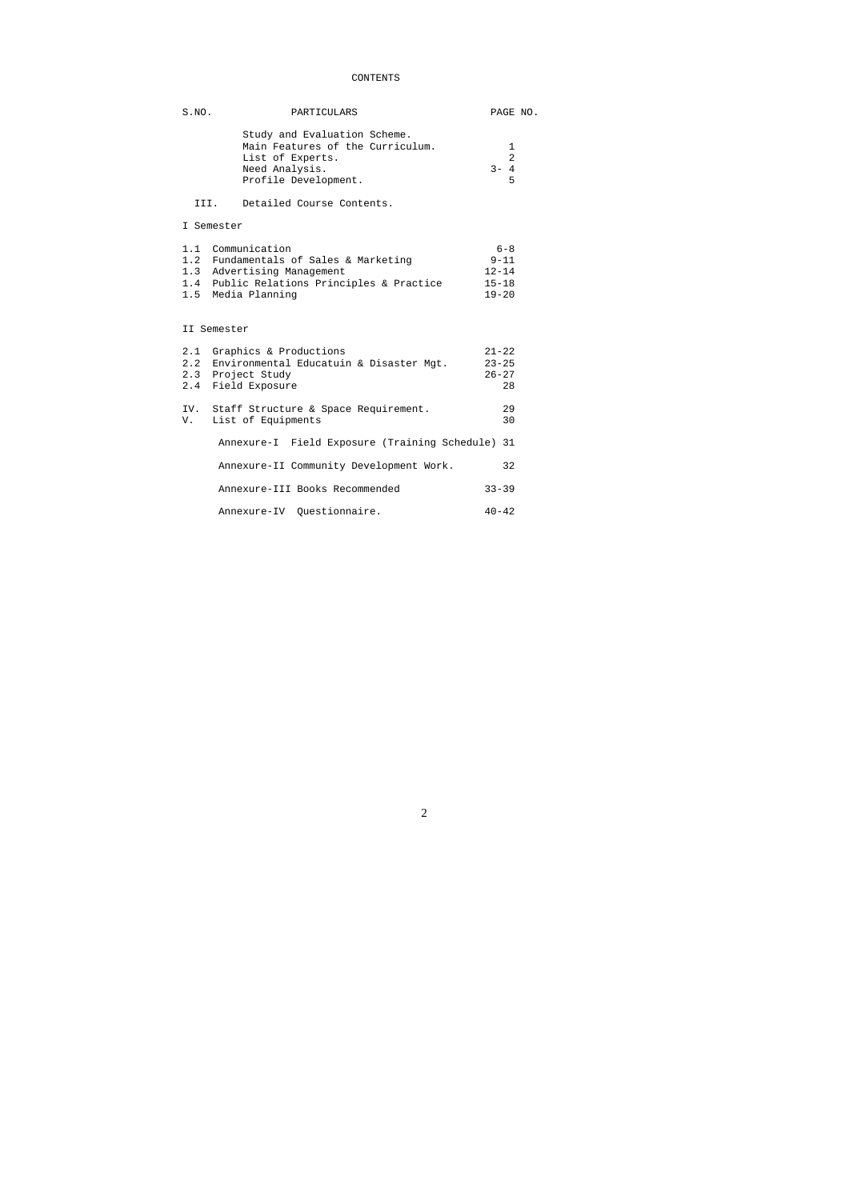# CONTENTS

| S.NO. | PARTICULARS | PAGE NO. |
|---|---|---|
| | Study and Evaluation Scheme. | |
| | Main Features of the Curriculum. | 1 |
| | List of Experts. | 2 |
| | Need Analysis. | 3- 4 |
| | Profile Development. | 5 |
| III. | Detailed Course Contents. | |
| | **I Semester** | |
| 1.1 | Communication | 6-8 |
| 1.2 | Fundamentals of Sales & Marketing | 9-11 |
| 1.3 | Advertising Management | 12-14 |
| 1.4 | Public Relations Principles & Practice | 15-18 |
| 1.5 | Media Planning | 19-20 |
| | **II Semester** | |
| 2.1 | Graphics & Productions | 21-22 |
| 2.2 | Environmental Educatuin & Disaster Mgt. | 23-25 |
| 2.3 | Project Study | 26-27 |
| 2.4 | Field Exposure | 28 |
| IV. | Staff Structure & Space Requirement. | 29 |
| V. | List of Equipments | 30 |
| | Annexure-I Field Exposure (Training Schedule) | 31 |
| | Annexure-II Community Development Work. | 32 |
| | Annexure-III Books Recommended | 33-39 |
| | Annexure-IV Questionnaire. | 40-42 |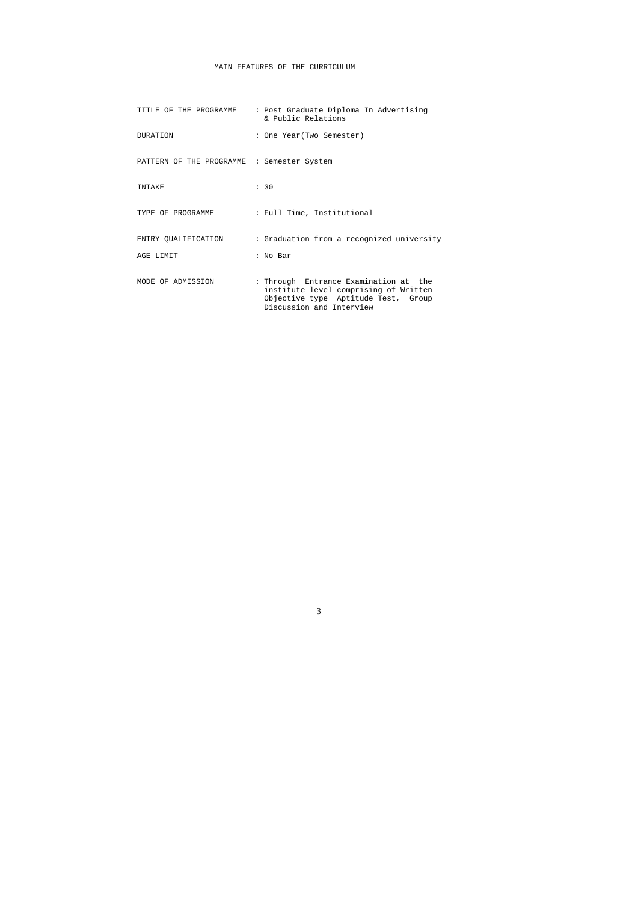# MAIN FEATURES OF THE CURRICULUM

| | |
|---|---|
| TITLE OF THE PROGRAMME | : Post Graduate Diploma In Advertising & Public Relations |
| DURATION | : One Year(Two Semester) |
| PATTERN OF THE PROGRAMME | : Semester System |
| INTAKE | : 30 |
| TYPE OF PROGRAMME | : Full Time, Institutional |
| ENTRY QUALIFICATION | : Graduation from a recognized university |
| AGE LIMIT | : No Bar |
| MODE OF ADMISSION | : Through Entrance Examination at the institute level comprising of Written Objective type Aptitude Test, Group Discussion and Interview |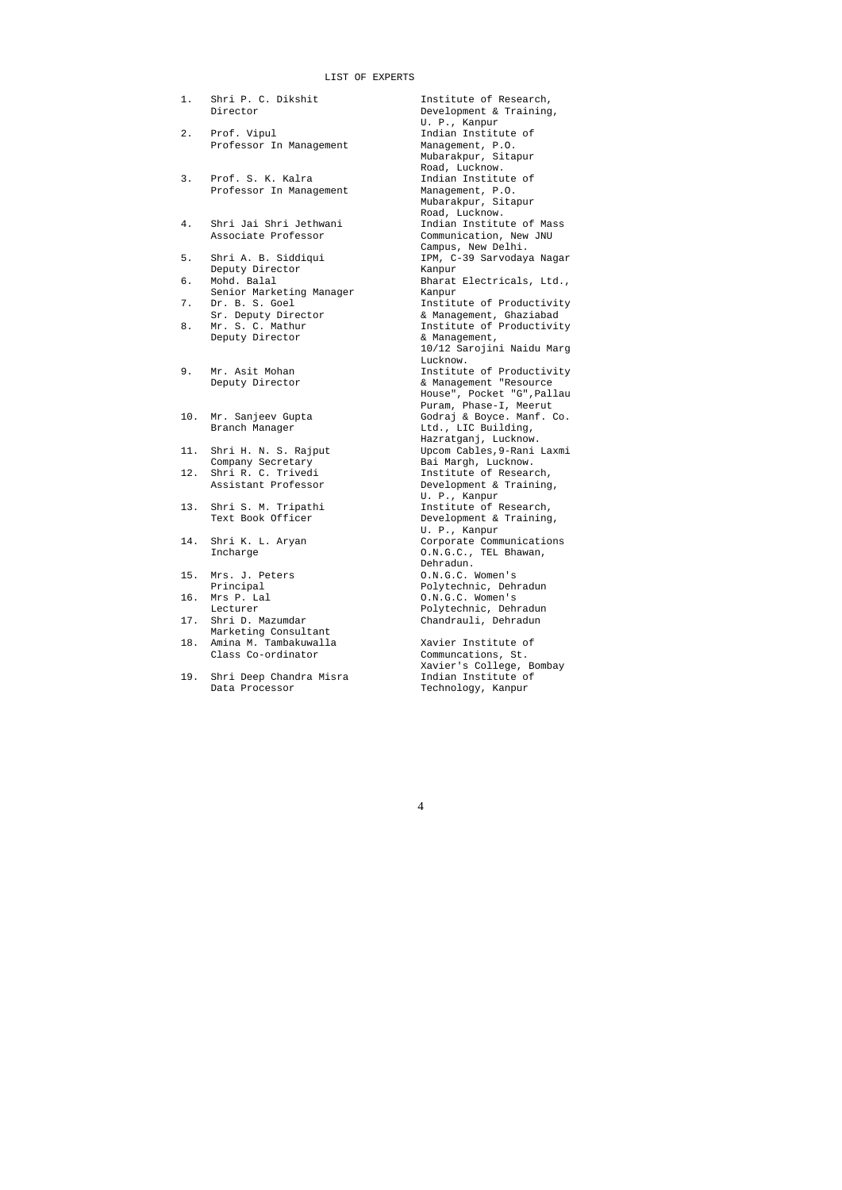# LIST OF EXPERTS

| No. | Name and Designation | Address |
|---|---|---|
| 1. | Shri P. C. Dikshit<br>Director | Institute of Research, Development & Training, U. P., Kanpur |
| 2. | Prof. Vipul<br>Professor In Management | Indian Institute of Management, P.O. Mubarakpur, Sitapur Road, Lucknow. |
| 3. | Prof. S. K. Kalra<br>Professor In Management | Indian Institute of Management, P.O. Mubarakpur, Sitapur Road, Lucknow. |
| 4. | Shri Jai Shri Jethwani<br>Associate Professor | Indian Institute of Mass Communication, New JNU Campus, New Delhi. |
| 5. | Shri A. B. Siddiqui<br>Deputy Director | IPM, C-39 Sarvodaya Nagar Kanpur |
| 6. | Mohd. Balal<br>Senior Marketing Manager | Bharat Electricals, Ltd., Kanpur |
| 7. | Dr. B. S. Goel<br>Sr. Deputy Director | Institute of Productivity & Management, Ghaziabad |
| 8. | Mr. S. C. Mathur<br>Deputy Director | Institute of Productivity & Management, 10/12 Sarojini Naidu Marg Lucknow. |
| 9. | Mr. Asit Mohan<br>Deputy Director | Institute of Productivity & Management "Resource House", Pocket "G",Pallau Puram, Phase-I, Meerut |
| 10. | Mr. Sanjeev Gupta<br>Branch Manager | Godraj & Boyce. Manf. Co. Ltd., LIC Building, Hazratganj, Lucknow. |
| 11. | Shri H. N. S. Rajput<br>Company Secretary | Upcom Cables,9-Rani Laxmi Bai Margh, Lucknow. |
| 12. | Shri R. C. Trivedi<br>Assistant Professor | Institute of Research, Development & Training, U. P., Kanpur |
| 13. | Shri S. M. Tripathi<br>Text Book Officer | Institute of Research, Development & Training, U. P., Kanpur |
| 14. | Shri K. L. Aryan<br>Incharge | Corporate Communications O.N.G.C., TEL Bhawan, Dehradun. |
| 15. | Mrs. J. Peters<br>Principal | O.N.G.C. Women's Polytechnic, Dehradun |
| 16. | Mrs P. Lal<br>Lecturer | O.N.G.C. Women's Polytechnic, Dehradun |
| 17. | Shri D. Mazumdar<br>Marketing Consultant | Chandrauli, Dehradun |
| 18. | Amina M. Tambakuwalla<br>Class Co-ordinator | Xavier Institute of Communcations, St. Xavier's College, Bombay |
| 19. | Shri Deep Chandra Misra<br>Data Processor | Indian Institute of Technology, Kanpur |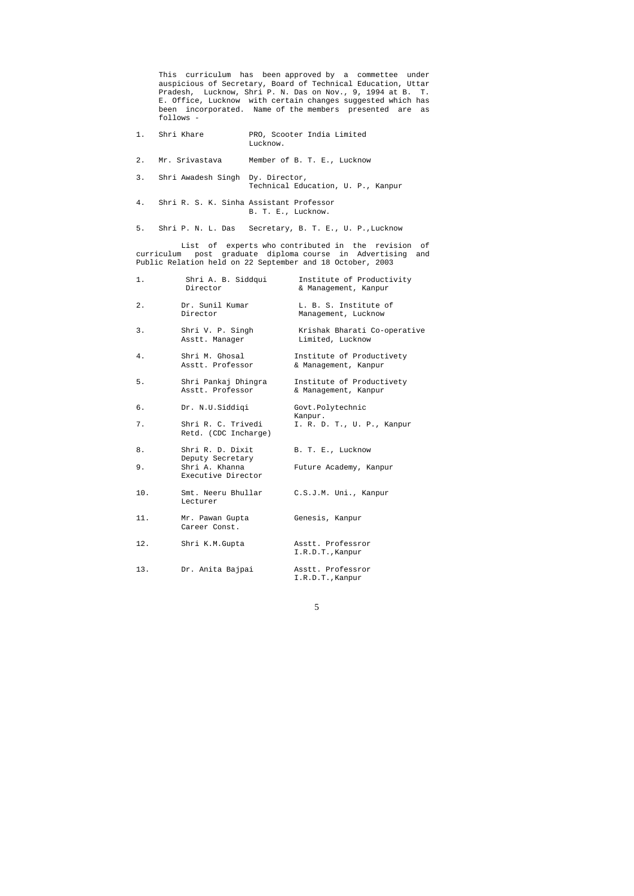This curriculum has been approved by a commettee under auspicious of Secretary, Board of Technical Education, Uttar Pradesh, Lucknow, Shri P. N. Das on Nov., 9, 1994 at B. T. E. Office, Lucknow with certain changes suggested which has been incorporated. Name of the members presented are as follows -

| | | |
|---|---|---|
| 1. | Shri Khare | PRO, Scooter India Limited Lucknow. |
| 2. | Mr. Srivastava | Member of B. T. E., Lucknow |
| 3. | Shri Awadesh Singh | Dy. Director, Technical Education, U. P., Kanpur |
| 4. | Shri R. S. K. Sinha | Assistant Professor B. T. E., Lucknow. |
| 5. | Shri P. N. L. Das | Secretary, B. T. E., U. P.,Lucknow |

List of experts who contributed in the revision of curriculum post graduate diploma course in Advertising and Public Relation held on 22 September and 18 October, 2003

| | | |
|---|---|---|
| 1. | Shri A. B. Siddqui<br>Director | Institute of Productivity & Management, Kanpur |
| 2. | Dr. Sunil Kumar<br>Director | L. B. S. Institute of Management, Lucknow |
| 3. | Shri V. P. Singh<br>Asstt. Manager | Krishak Bharati Co-operative Limited, Lucknow |
| 4. | Shri M. Ghosal<br>Asstt. Professor | Institute of Productivety & Management, Kanpur |
| 5. | Shri Pankaj Dhingra<br>Asstt. Professor | Institute of Productivety & Management, Kanpur |
| 6. | Dr. N.U.Siddiqi | Govt.Polytechnic Kanpur. |
| 7. | Shri R. C. Trivedi<br>Retd. (CDC Incharge) | I. R. D. T., U. P., Kanpur |
| 8. | Shri R. D. Dixit<br>Deputy Secretary | B. T. E., Lucknow |
| 9. | Shri A. Khanna<br>Executive Director | Future Academy, Kanpur |
| 10. | Smt. Neeru Bhullar<br>Lecturer | C.S.J.M. Uni., Kanpur |
| 11. | Mr. Pawan Gupta<br>Career Const. | Genesis, Kanpur |
| 12. | Shri K.M.Gupta | Asstt. Professror I.R.D.T.,Kanpur |
| 13. | Dr. Anita Bajpai | Asstt. Professror I.R.D.T.,Kanpur |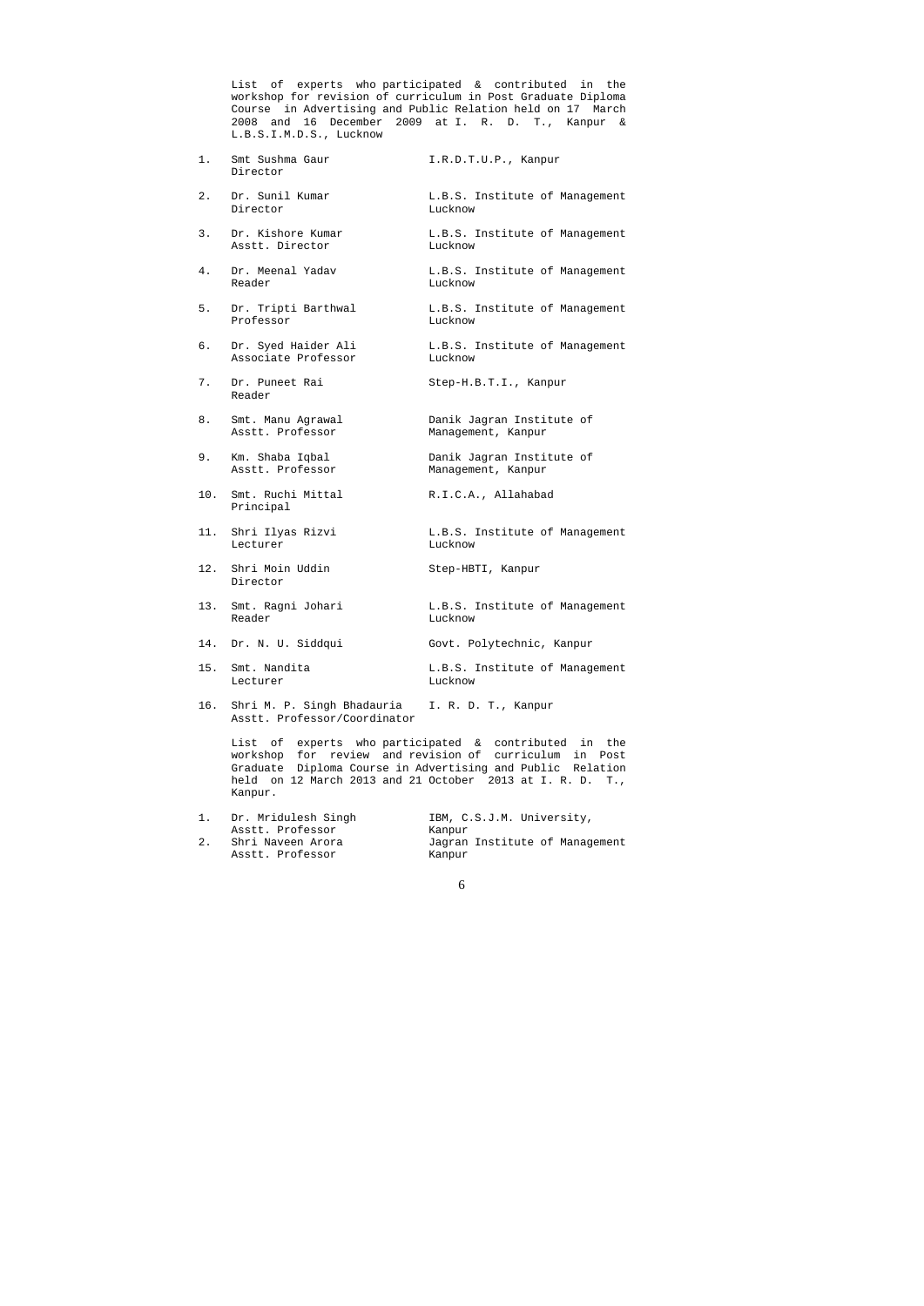List of experts who participated & contributed in the workshop for revision of curriculum in Post Graduate Diploma Course in Advertising and Public Relation held on 17 March 2008 and 16 December 2009 at I. R. D. T., Kanpur & L.B.S.I.M.D.S., Lucknow

| No. | Name & Designation | Institution |
|---|---|---|
| 1. | Smt Sushma Gaur<br>Director | I.R.D.T.U.P., Kanpur |
| 2. | Dr. Sunil Kumar<br>Director | L.B.S. Institute of Management<br>Lucknow |
| 3. | Dr. Kishore Kumar<br>Asstt. Director | L.B.S. Institute of Management<br>Lucknow |
| 4. | Dr. Meenal Yadav<br>Reader | L.B.S. Institute of Management<br>Lucknow |
| 5. | Dr. Tripti Barthwal<br>Professor | L.B.S. Institute of Management<br>Lucknow |
| 6. | Dr. Syed Haider Ali<br>Associate Professor | L.B.S. Institute of Management<br>Lucknow |
| 7. | Dr. Puneet Rai<br>Reader | Step-H.B.T.I., Kanpur |
| 8. | Smt. Manu Agrawal<br>Asstt. Professor | Danik Jagran Institute of<br>Management, Kanpur |
| 9. | Km. Shaba Iqbal<br>Asstt. Professor | Danik Jagran Institute of<br>Management, Kanpur |
| 10. | Smt. Ruchi Mittal<br>Principal | R.I.C.A., Allahabad |
| 11. | Shri Ilyas Rizvi<br>Lecturer | L.B.S. Institute of Management<br>Lucknow |
| 12. | Shri Moin Uddin<br>Director | Step-HBTI, Kanpur |
| 13. | Smt. Ragni Johari<br>Reader | L.B.S. Institute of Management<br>Lucknow |
| 14. | Dr. N. U. Siddqui | Govt. Polytechnic, Kanpur |
| 15. | Smt. Nandita<br>Lecturer | L.B.S. Institute of Management<br>Lucknow |
| 16. | Shri M. P. Singh Bhadauria<br>Asstt. Professor/Coordinator | I. R. D. T., Kanpur |

List of experts who participated & contributed in the workshop for review and revision of curriculum in Post Graduate Diploma Course in Advertising and Public Relation held on 12 March 2013 and 21 October 2013 at I. R. D. T., Kanpur.

| No. | Name & Designation | Institution |
|---|---|---|
| 1. | Dr. Mridulesh Singh<br>Asstt. Professor | IBM, C.S.J.M. University,<br>Kanpur |
| 2. | Shri Naveen Arora<br>Asstt. Professor | Jagran Institute of Management<br>Kanpur |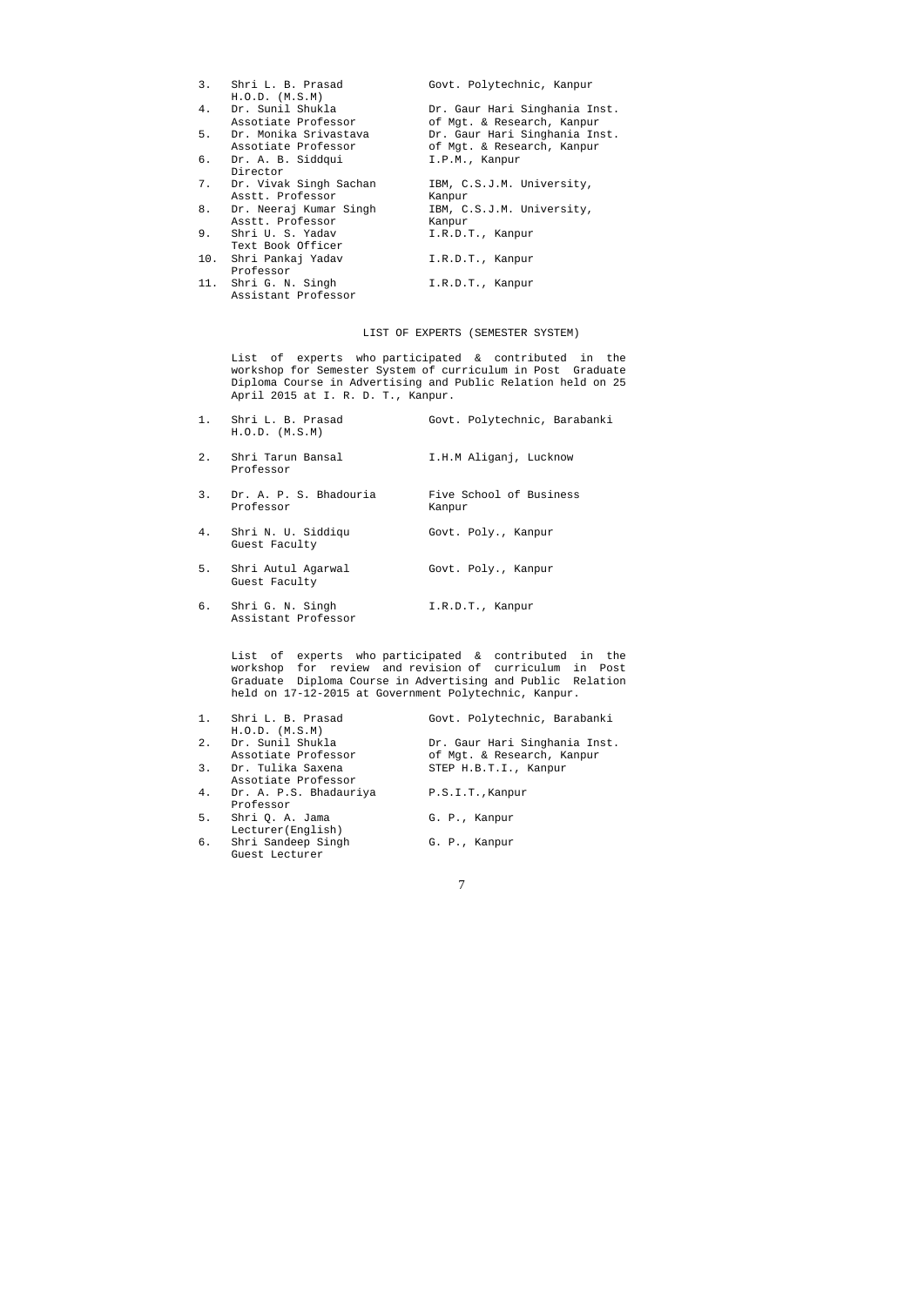| | | |
|---|---|---|
| 3. | Shri L. B. Prasad<br>H.O.D. (M.S.M) | Govt. Polytechnic, Kanpur |
| 4. | Dr. Sunil Shukla<br>Assotiate Professor | Dr. Gaur Hari Singhania Inst. of Mgt. & Research, Kanpur |
| 5. | Dr. Monika Srivastava<br>Assotiate Professor | Dr. Gaur Hari Singhania Inst. of Mgt. & Research, Kanpur |
| 6. | Dr. A. B. Siddqui<br>Director | I.P.M., Kanpur |
| 7. | Dr. Vivak Singh Sachan<br>Asstt. Professor | IBM, C.S.J.M. University, Kanpur |
| 8. | Dr. Neeraj Kumar Singh<br>Asstt. Professor | IBM, C.S.J.M. University, Kanpur |
| 9. | Shri U. S. Yadav<br>Text Book Officer | I.R.D.T., Kanpur |
| 10. | Shri Pankaj Yadav<br>Professor | I.R.D.T., Kanpur |
| 11. | Shri G. N. Singh<br>Assistant Professor | I.R.D.T., Kanpur |

## LIST OF EXPERTS (SEMESTER SYSTEM)

List of experts who participated & contributed in the workshop for Semester System of curriculum in Post Graduate Diploma Course in Advertising and Public Relation held on 25 April 2015 at I. R. D. T., Kanpur.

| | | |
|---|---|---|
| 1. | Shri L. B. Prasad<br>H.O.D. (M.S.M) | Govt. Polytechnic, Barabanki |
| 2. | Shri Tarun Bansal<br>Professor | I.H.M Aliganj, Lucknow |
| 3. | Dr. A. P. S. Bhadouria<br>Professor | Five School of Business Kanpur |
| 4. | Shri N. U. Siddiqu<br>Guest Faculty | Govt. Poly., Kanpur |
| 5. | Shri Autul Agarwal<br>Guest Faculty | Govt. Poly., Kanpur |
| 6. | Shri G. N. Singh<br>Assistant Professor | I.R.D.T., Kanpur |

List of experts who participated & contributed in the workshop for review and revision of curriculum in Post Graduate Diploma Course in Advertising and Public Relation held on 17-12-2015 at Government Polytechnic, Kanpur.

| | | |
|---|---|---|
| 1. | Shri L. B. Prasad<br>H.O.D. (M.S.M) | Govt. Polytechnic, Barabanki |
| 2. | Dr. Sunil Shukla<br>Assotiate Professor | Dr. Gaur Hari Singhania Inst. of Mgt. & Research, Kanpur |
| 3. | Dr. Tulika Saxena<br>Assotiate Professor | STEP H.B.T.I., Kanpur |
| 4. | Dr. A. P.S. Bhadauriya<br>Professor | P.S.I.T.,Kanpur |
| 5. | Shri Q. A. Jama<br>Lecturer(English) | G. P., Kanpur |
| 6. | Shri Sandeep Singh<br>Guest Lecturer | G. P., Kanpur |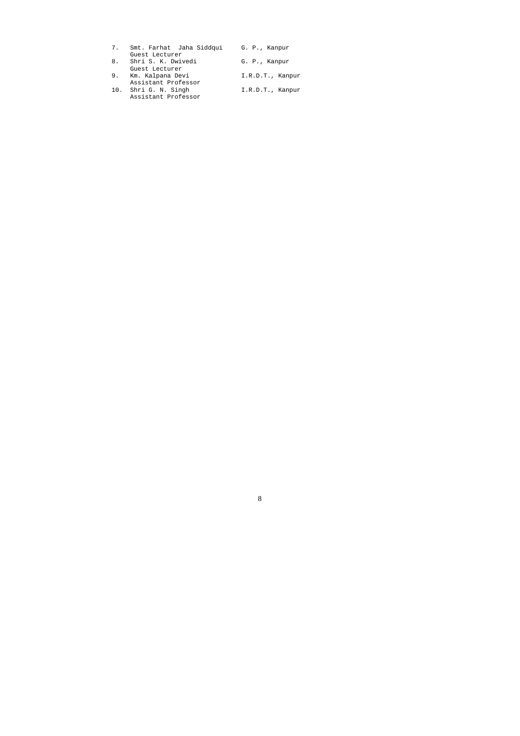7. Smt. Farhat Jaha Siddqui — G. P., Kanpur
   Guest Lecturer
8. Shri S. K. Dwivedi — G. P., Kanpur
   Guest Lecturer
9. Km. Kalpana Devi — I.R.D.T., Kanpur
   Assistant Professor
10. Shri G. N. Singh — I.R.D.T., Kanpur
   Assistant Professor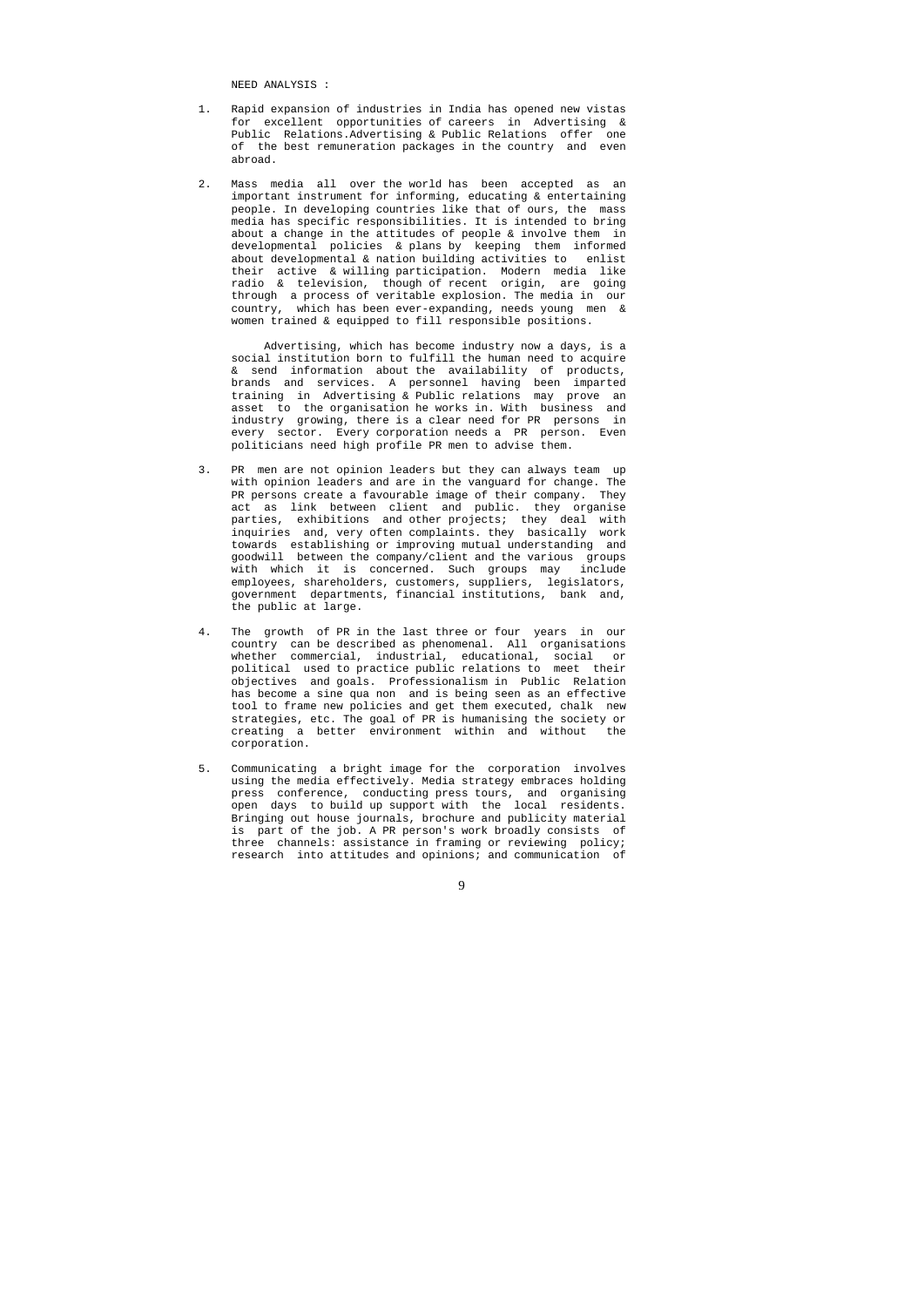NEED ANALYSIS :

1. Rapid expansion of industries in India has opened new vistas for excellent opportunities of careers in Advertising & Public Relations.Advertising & Public Relations offer one of the best remuneration packages in the country and even abroad.

2. Mass media all over the world has been accepted as an important instrument for informing, educating & entertaining people. In developing countries like that of ours, the mass media has specific responsibilities. It is intended to bring about a change in the attitudes of people & involve them in developmental policies & plans by keeping them informed about developmental & nation building activities to enlist their active & willing participation. Modern media like radio & television, though of recent origin, are going through a process of veritable explosion. The media in our country, which has been ever-expanding, needs young men & women trained & equipped to fill responsible positions.

   Advertising, which has become industry now a days, is a social institution born to fulfill the human need to acquire & send information about the availability of products, brands and services. A personnel having been imparted training in Advertising & Public relations may prove an asset to the organisation he works in. With business and industry growing, there is a clear need for PR persons in every sector. Every corporation needs a PR person. Even politicians need high profile PR men to advise them.

3. PR men are not opinion leaders but they can always team up with opinion leaders and are in the vanguard for change. The PR persons create a favourable image of their company. They act as link between client and public. they organise parties, exhibitions and other projects; they deal with inquiries and, very often complaints. they basically work towards establishing or improving mutual understanding and goodwill between the company/client and the various groups with which it is concerned. Such groups may include employees, shareholders, customers, suppliers, legislators, government departments, financial institutions, bank and, the public at large.

4. The growth of PR in the last three or four years in our country can be described as phenomenal. All organisations whether commercial, industrial, educational, social or political used to practice public relations to meet their objectives and goals. Professionalism in Public Relation has become a sine qua non and is being seen as an effective tool to frame new policies and get them executed, chalk new strategies, etc. The goal of PR is humanising the society or creating a better environment within and without the corporation.

5. Communicating a bright image for the corporation involves using the media effectively. Media strategy embraces holding press conference, conducting press tours, and organising open days to build up support with the local residents. Bringing out house journals, brochure and publicity material is part of the job. A PR person's work broadly consists of three channels: assistance in framing or reviewing policy; research into attitudes and opinions; and communication of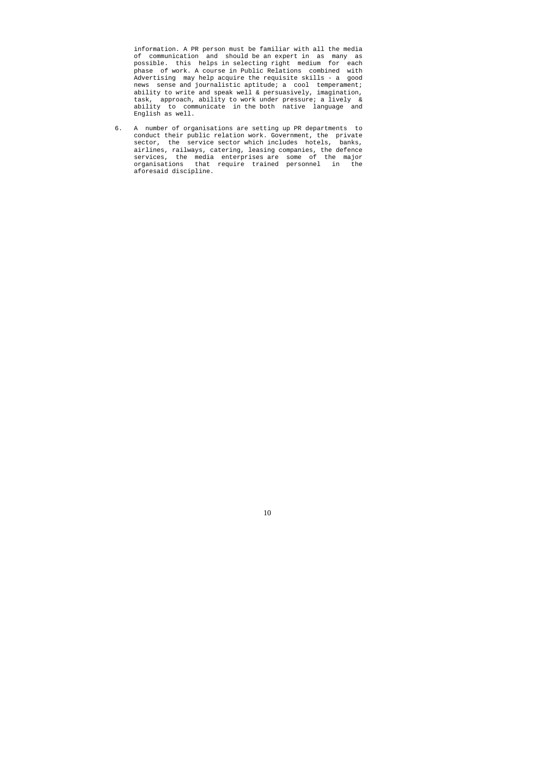information. A PR person must be familiar with all the media of communication and should be an expert in as many as possible. this helps in selecting right medium for each phase of work. A course in Public Relations combined with Advertising may help acquire the requisite skills - a good news sense and journalistic aptitude; a cool temperament; ability to write and speak well & persuasively, imagination, task, approach, ability to work under pressure; a lively & ability to communicate in the both native language and English as well.

6. A number of organisations are setting up PR departments to conduct their public relation work. Government, the private sector, the service sector which includes hotels, banks, airlines, railways, catering, leasing companies, the defence services, the media enterprises are some of the major organisations that require trained personnel in the aforesaid discipline.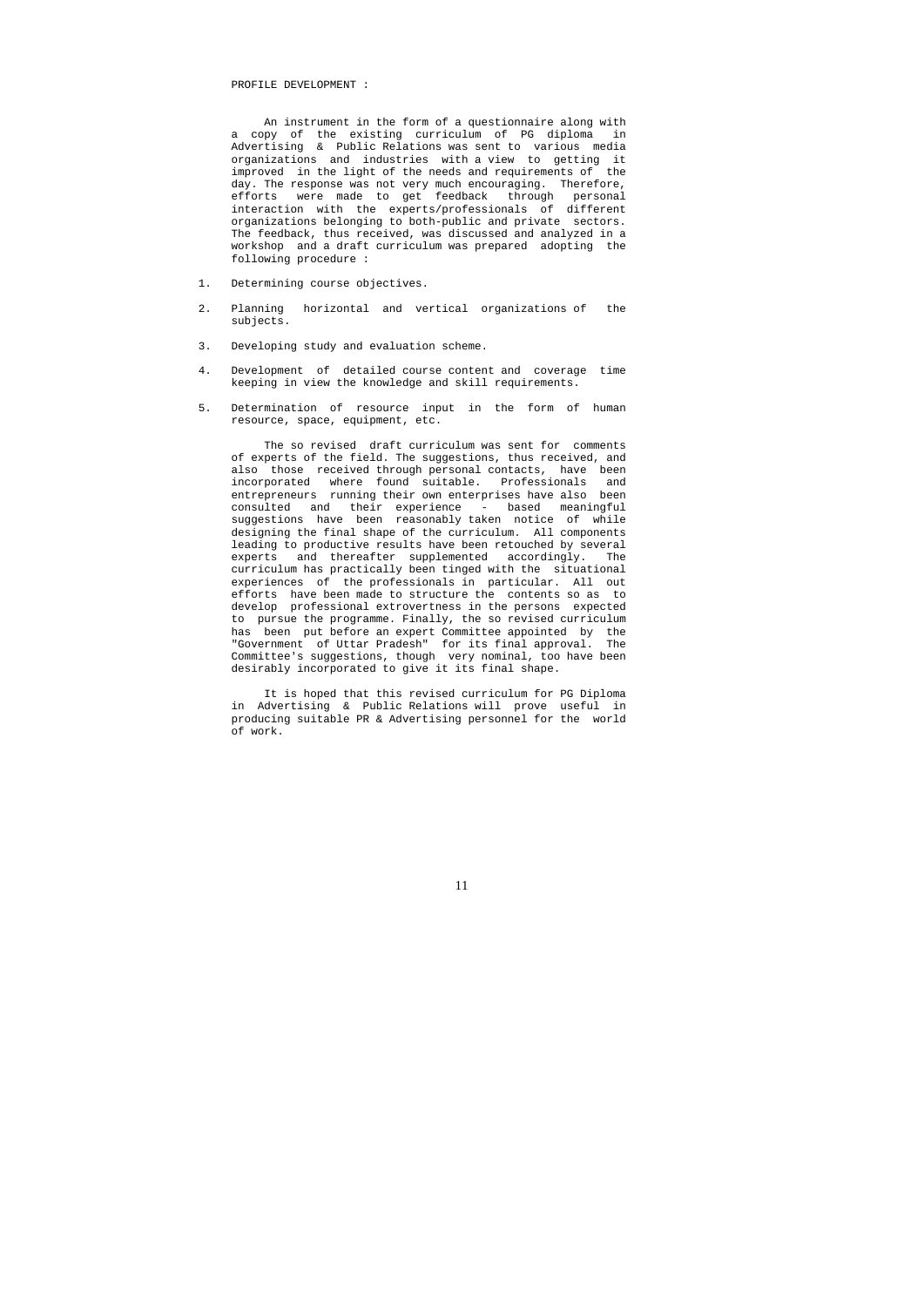PROFILE DEVELOPMENT :

An instrument in the form of a questionnaire along with a copy of the existing curriculum of PG diploma in Advertising & Public Relations was sent to various media organizations and industries with a view to getting it improved in the light of the needs and requirements of the day. The response was not very much encouraging. Therefore, efforts were made to get feedback through personal interaction with the experts/professionals of different organizations belonging to both-public and private sectors. The feedback, thus received, was discussed and analyzed in a workshop and a draft curriculum was prepared adopting the following procedure :

1. Determining course objectives.

2. Planning horizontal and vertical organizations of the subjects.

3. Developing study and evaluation scheme.

4. Development of detailed course content and coverage time keeping in view the knowledge and skill requirements.

5. Determination of resource input in the form of human resource, space, equipment, etc.

The so revised draft curriculum was sent for comments of experts of the field. The suggestions, thus received, and also those received through personal contacts, have been incorporated where found suitable. Professionals and entrepreneurs running their own enterprises have also been consulted and their experience - based meaningful suggestions have been reasonably taken notice of while designing the final shape of the curriculum. All components leading to productive results have been retouched by several experts and thereafter supplemented accordingly. The curriculum has practically been tinged with the situational experiences of the professionals in particular. All out efforts have been made to structure the contents so as to develop professional extrovertness in the persons expected to pursue the programme. Finally, the so revised curriculum has been put before an expert Committee appointed by the "Government of Uttar Pradesh" for its final approval. The Committee's suggestions, though very nominal, too have been desirably incorporated to give it its final shape.

It is hoped that this revised curriculum for PG Diploma in Advertising & Public Relations will prove useful in producing suitable PR & Advertising personnel for the world of work.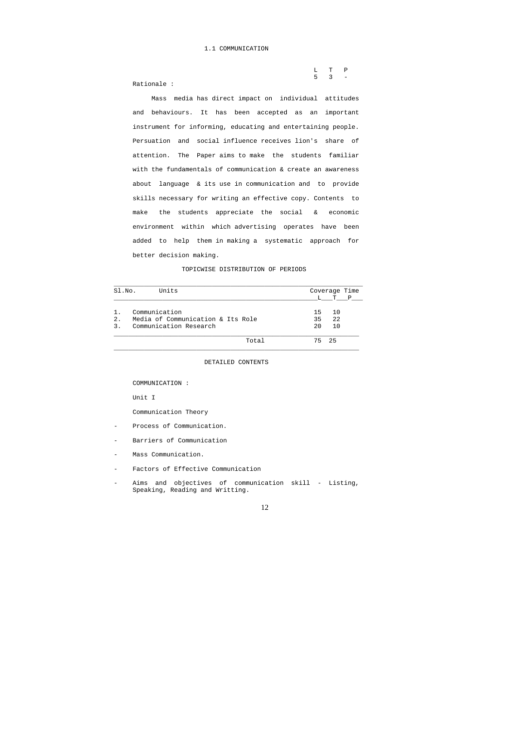## 1.1 COMMUNICATION

| L | T | P |
|---|---|---|
| 5 | 3 | - |

Rationale :

Mass media has direct impact on individual attitudes and behaviours. It has been accepted as an important instrument for informing, educating and entertaining people. Persuation and social influence receives lion's share of attention. The Paper aims to make the students familiar with the fundamentals of communication & create an awareness about language & its use in communication and to provide skills necessary for writing an effective copy. Contents to make the students appreciate the social & economic environment within which advertising operates have been added to help them in making a systematic approach for better decision making.

### TOPICWISE DISTRIBUTION OF PERIODS

| Sl.No. | Units | Coverage Time L | T | P |
|---|---|---|---|---|
| 1. | Communication | 15 | 10 | |
| 2. | Media of Communication & Its Role | 35 | 22 | |
| 3. | Communication Research | 20 | 10 | |
| | Total | 75 | 25 | |

### DETAILED CONTENTS

COMMUNICATION :

Unit I

Communication Theory

- Process of Communication.
- Barriers of Communication
- Mass Communication.
- Factors of Effective Communication
- Aims and objectives of communication skill - Listing, Speaking, Reading and Writting.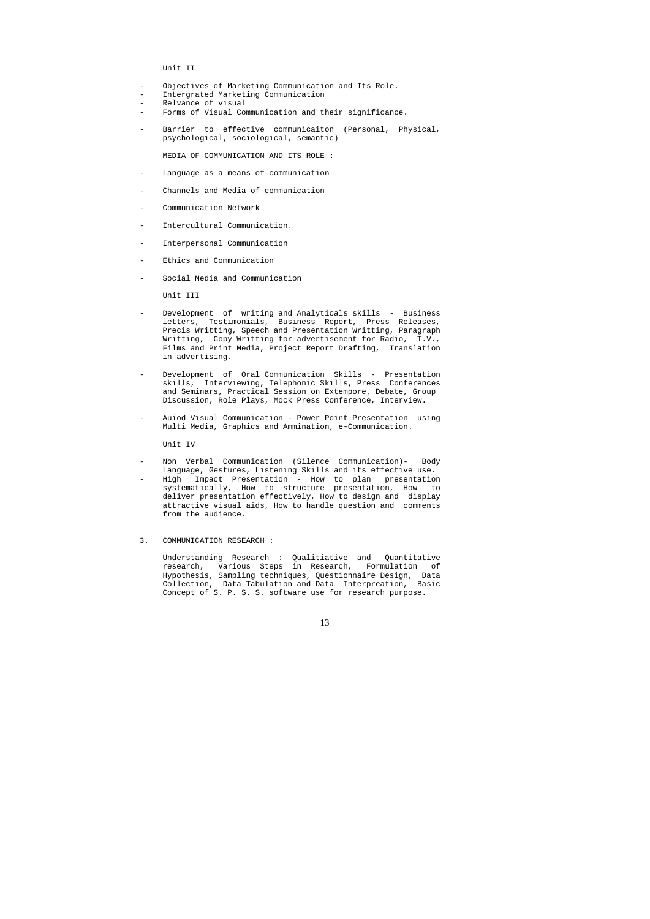Unit II

- Objectives of Marketing Communication and Its Role.
- Intergrated Marketing Communication
- Relvance of visual
- Forms of Visual Communication and their significance.
- Barrier to effective communicaiton (Personal, Physical, psychological, sociological, semantic)

MEDIA OF COMMUNICATION AND ITS ROLE :

- Language as a means of communication
- Channels and Media of communication
- Communication Network
- Intercultural Communication.
- Interpersonal Communication
- Ethics and Communication
- Social Media and Communication

Unit III

- Development of writing and Analyticals skills - Business letters, Testimonials, Business Report, Press Releases, Precis Writting, Speech and Presentation Writting, Paragraph Writting, Copy Writting for advertisement for Radio, T.V., Films and Print Media, Project Report Drafting, Translation in advertising.
- Development of Oral Communication Skills - Presentation skills, Interviewing, Telephonic Skills, Press Conferences and Seminars, Practical Session on Extempore, Debate, Group Discussion, Role Plays, Mock Press Conference, Interview.
- Auiod Visual Communication - Power Point Presentation using Multi Media, Graphics and Ammination, e-Communication.

Unit IV

- Non Verbal Communication (Silence Communication)- Body Language, Gestures, Listening Skills and its effective use.
- High Impact Presentation - How to plan presentation systematically, How to structure presentation, How to deliver presentation effectively, How to design and display attractive visual aids, How to handle question and comments from the audience.

3. COMMUNICATION RESEARCH :

Understanding Research : Qualitiative and Quantitative research, Various Steps in Research, Formulation of Hypothesis, Sampling techniques, Questionnaire Design, Data Collection, Data Tabulation and Data Interpreation, Basic Concept of S. P. S. S. software use for research purpose.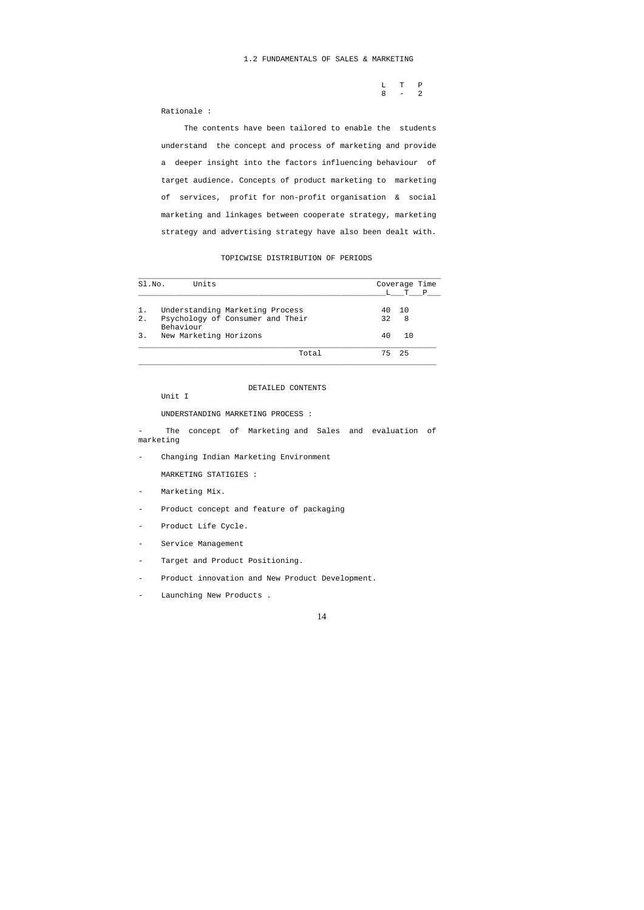## 1.2 FUNDAMENTALS OF SALES & MARKETING

| L | T | P |
|---|---|---|
| 8 | - | 2 |

Rationale :

The contents have been tailored to enable the students understand the concept and process of marketing and provide a deeper insight into the factors influencing behaviour of target audience. Concepts of product marketing to marketing of services, profit for non-profit organisation & social marketing and linkages between cooperate strategy, marketing strategy and advertising strategy have also been dealt with.

### TOPICWISE DISTRIBUTION OF PERIODS

| Sl.No. | Units | Coverage Time | | |
|---|---|---|---|---|
| | | L | T | P |
| 1. | Understanding Marketing Process | 40 | 10 | |
| 2. | Psychology of Consumer and Their Behaviour | 32 | 8 | |
| 3. | New Marketing Horizons | 40 | 10 | |
| | Total | 75 | 25 | |

### DETAILED CONTENTS

Unit I

UNDERSTANDING MARKETING PROCESS :

- The concept of Marketing and Sales and evaluation of marketing
- Changing Indian Marketing Environment

MARKETING STATIGIES :

- Marketing Mix.
- Product concept and feature of packaging
- Product Life Cycle.
- Service Management
- Target and Product Positioning.
- Product innovation and New Product Development.
- Launching New Products .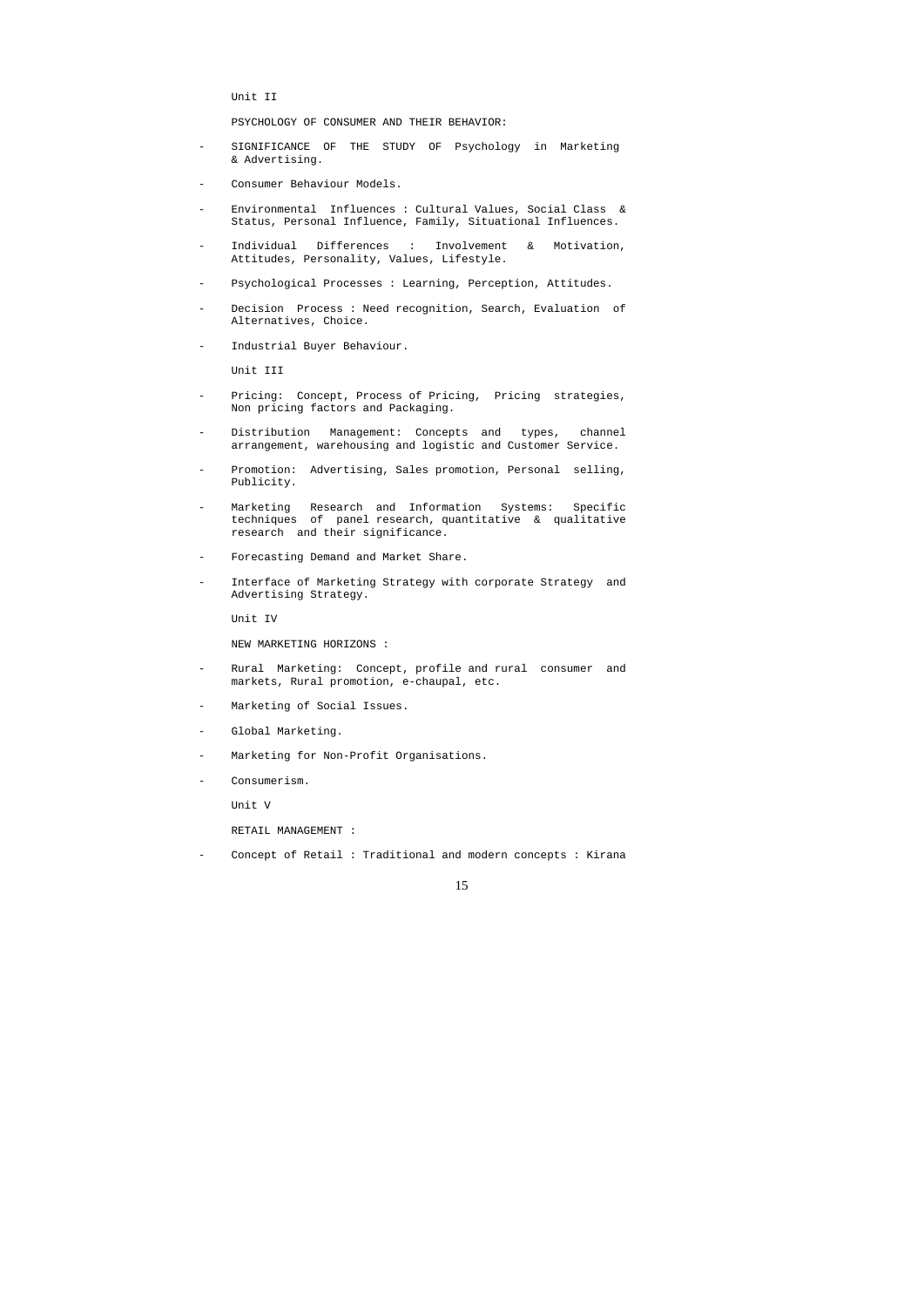Unit II

PSYCHOLOGY OF CONSUMER AND THEIR BEHAVIOR:

- SIGNIFICANCE OF THE STUDY OF Psychology in Marketing & Advertising.
- Consumer Behaviour Models.
- Environmental Influences : Cultural Values, Social Class & Status, Personal Influence, Family, Situational Influences.
- Individual Differences : Involvement & Motivation, Attitudes, Personality, Values, Lifestyle.
- Psychological Processes : Learning, Perception, Attitudes.
- Decision Process : Need recognition, Search, Evaluation of Alternatives, Choice.
- Industrial Buyer Behaviour.

Unit III

- Pricing: Concept, Process of Pricing, Pricing strategies, Non pricing factors and Packaging.
- Distribution Management: Concepts and types, channel arrangement, warehousing and logistic and Customer Service.
- Promotion: Advertising, Sales promotion, Personal selling, Publicity.
- Marketing Research and Information Systems: Specific techniques of panel research, quantitative & qualitative research and their significance.
- Forecasting Demand and Market Share.
- Interface of Marketing Strategy with corporate Strategy and Advertising Strategy.

Unit IV

NEW MARKETING HORIZONS :

- Rural Marketing: Concept, profile and rural consumer and markets, Rural promotion, e-chaupal, etc.
- Marketing of Social Issues.
- Global Marketing.
- Marketing for Non-Profit Organisations.
- Consumerism.

Unit V

RETAIL MANAGEMENT :

- Concept of Retail : Traditional and modern concepts : Kirana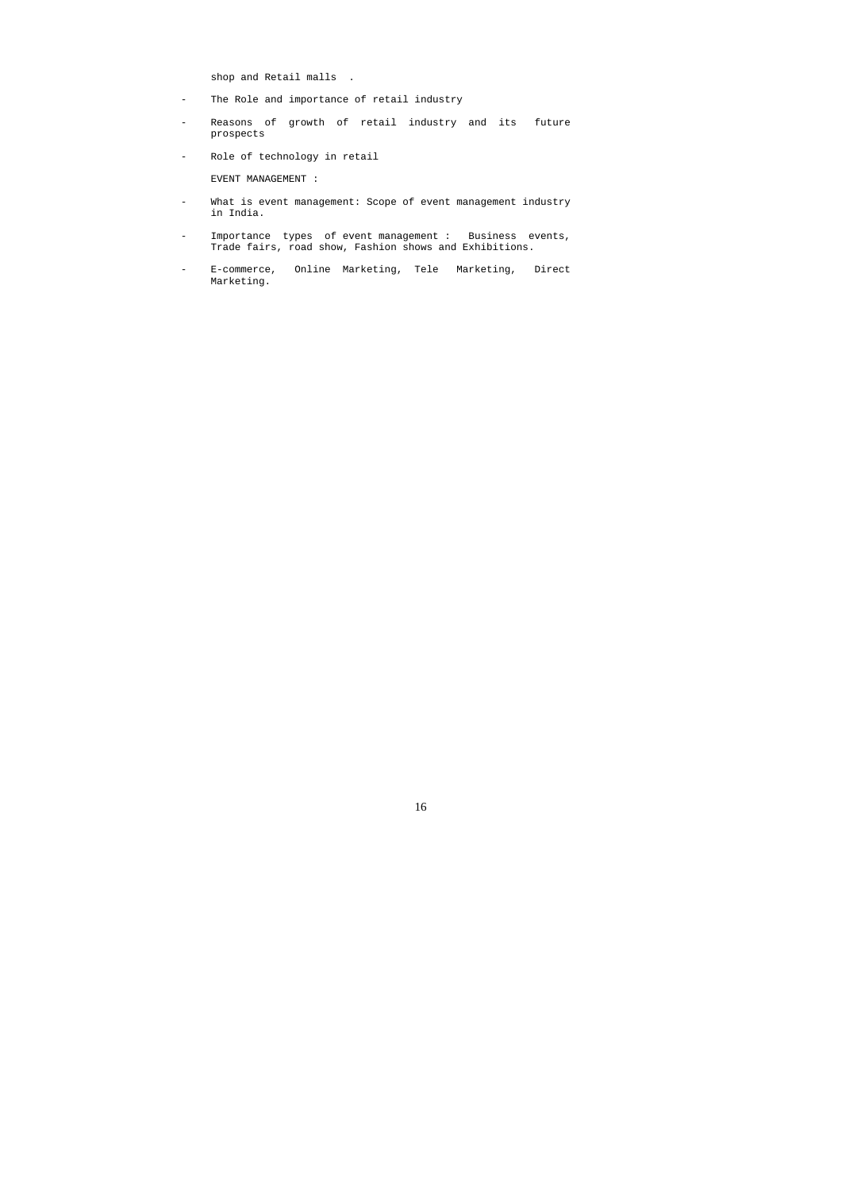shop and Retail malls .

- The Role and importance of retail industry
- Reasons of growth of retail industry and its future prospects
- Role of technology in retail

EVENT MANAGEMENT :

- What is event management: Scope of event management industry in India.
- Importance types of event management : Business events, Trade fairs, road show, Fashion shows and Exhibitions.
- E-commerce, Online Marketing, Tele Marketing, Direct Marketing.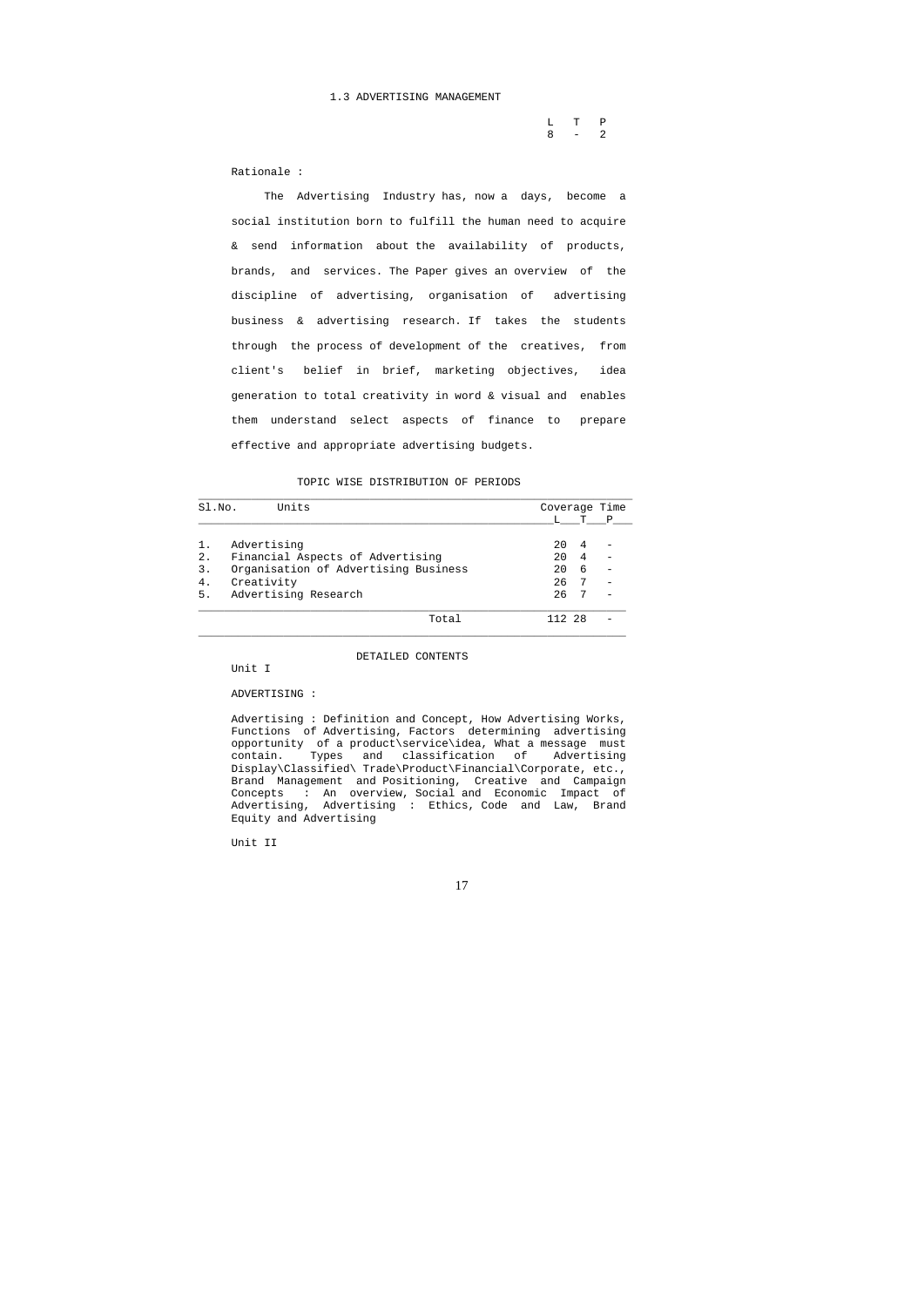## 1.3 ADVERTISING MANAGEMENT

| L | T | P |
|---|---|---|
| 8 | - | 2 |

Rationale :

The Advertising Industry has, now a days, become a social institution born to fulfill the human need to acquire & send information about the availability of products, brands, and services. The Paper gives an overview of the discipline of advertising, organisation of advertising business & advertising research. If takes the students through the process of development of the creatives, from client's belief in brief, marketing objectives, idea generation to total creativity in word & visual and enables them understand select aspects of finance to prepare effective and appropriate advertising budgets.

### TOPIC WISE DISTRIBUTION OF PERIODS

| Sl.No. | Units | Coverage Time L | T | P |
|---|---|---|---|---|
| 1. | Advertising | 20 | 4 | - |
| 2. | Financial Aspects of Advertising | 20 | 4 | - |
| 3. | Organisation of Advertising Business | 20 | 6 | - |
| 4. | Creativity | 26 | 7 | - |
| 5. | Advertising Research | 26 | 7 | - |
| | Total | 112 | 28 | - |

### DETAILED CONTENTS

Unit I

ADVERTISING :

Advertising : Definition and Concept, How Advertising Works, Functions of Advertising, Factors determining advertising opportunity of a product\service\idea, What a message must contain. Types and classification of Advertising Display\Classified\ Trade\Product\Financial\Corporate, etc., Brand Management and Positioning, Creative and Campaign Concepts : An overview, Social and Economic Impact of Advertising, Advertising : Ethics, Code and Law, Brand Equity and Advertising

Unit II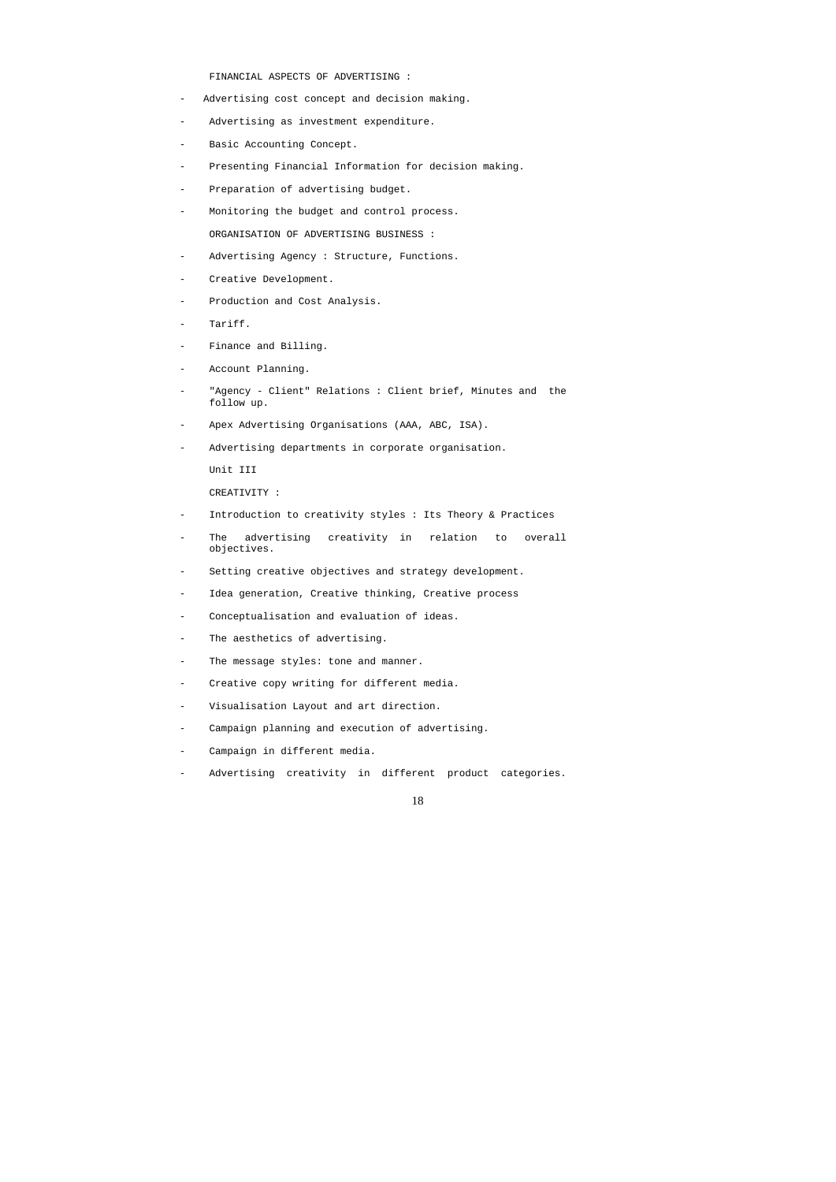FINANCIAL ASPECTS OF ADVERTISING :

- Advertising cost concept and decision making.
- Advertising as investment expenditure.
- Basic Accounting Concept.
- Presenting Financial Information for decision making.
- Preparation of advertising budget.
- Monitoring the budget and control process.

ORGANISATION OF ADVERTISING BUSINESS :

- Advertising Agency : Structure, Functions.
- Creative Development.
- Production and Cost Analysis.
- Tariff.
- Finance and Billing.
- Account Planning.
- "Agency - Client" Relations : Client brief, Minutes and the follow up.
- Apex Advertising Organisations (AAA, ABC, ISA).
- Advertising departments in corporate organisation.

Unit III

CREATIVITY :

- Introduction to creativity styles : Its Theory & Practices
- The advertising creativity in relation to overall objectives.
- Setting creative objectives and strategy development.
- Idea generation, Creative thinking, Creative process
- Conceptualisation and evaluation of ideas.
- The aesthetics of advertising.
- The message styles: tone and manner.
- Creative copy writing for different media.
- Visualisation Layout and art direction.
- Campaign planning and execution of advertising.
- Campaign in different media.
- Advertising creativity in different product categories.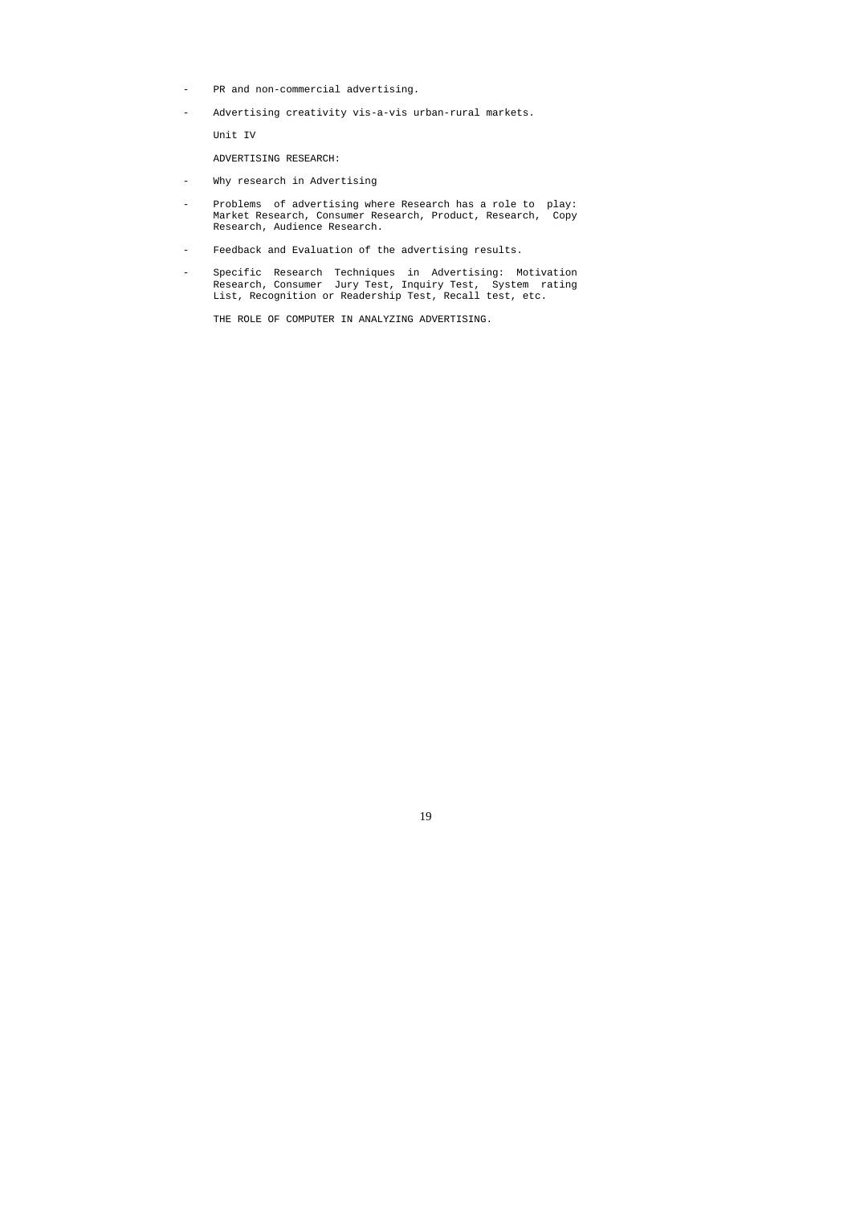- PR and non-commercial advertising.
- Advertising creativity vis-a-vis urban-rural markets.

Unit IV

ADVERTISING RESEARCH:

- Why research in Advertising
- Problems of advertising where Research has a role to play: Market Research, Consumer Research, Product, Research, Copy Research, Audience Research.
- Feedback and Evaluation of the advertising results.
- Specific Research Techniques in Advertising: Motivation Research, Consumer Jury Test, Inquiry Test, System rating List, Recognition or Readership Test, Recall test, etc.

THE ROLE OF COMPUTER IN ANALYZING ADVERTISING.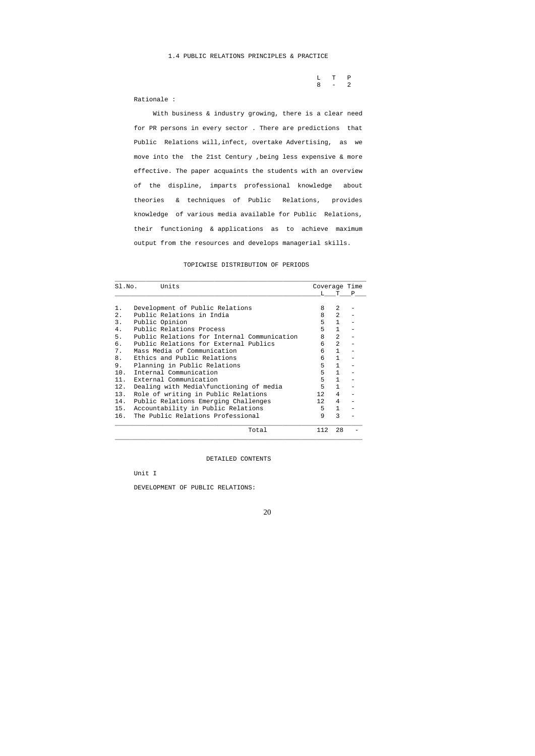## 1.4 PUBLIC RELATIONS PRINCIPLES & PRACTICE

| L | T | P |
|---|---|---|
| 8 | - | 2 |

Rationale :

With business & industry growing, there is a clear need for PR persons in every sector . There are predictions that Public Relations will,infect, overtake Advertising, as we move into the the 21st Century ,being less expensive & more effective. The paper acquaints the students with an overview of the displine, imparts professional knowledge about theories & techniques of Public Relations, provides knowledge of various media available for Public Relations, their functioning & applications as to achieve maximum output from the resources and develops managerial skills.

### TOPICWISE DISTRIBUTION OF PERIODS

| Sl.No. | Units | Coverage Time | | |
|---|---|---|---|---|
| | | L | T | P |
| 1. | Development of Public Relations | 8 | 2 | - |
| 2. | Public Relations in India | 8 | 2 | - |
| 3. | Public Opinion | 5 | 1 | - |
| 4. | Public Relations Process | 5 | 1 | - |
| 5. | Public Relations for Internal Communication | 8 | 2 | - |
| 6. | Public Relations for External Publics | 6 | 2 | - |
| 7. | Mass Media of Communication | 6 | 1 | - |
| 8. | Ethics and Public Relations | 6 | 1 | - |
| 9. | Planning in Public Relations | 5 | 1 | - |
| 10. | Internal Communication | 5 | 1 | - |
| 11. | External Communication | 5 | 1 | - |
| 12. | Dealing with Media\functioning of media | 5 | 1 | - |
| 13. | Role of writing in Public Relations | 12 | 4 | - |
| 14. | Public Relations Emerging Challenges | 12 | 4 | - |
| 15. | Accountability in Public Relations | 5 | 1 | - |
| 16. | The Public Relations Professional | 9 | 3 | - |
| | Total | 112 | 28 | - |

### DETAILED CONTENTS

Unit I

DEVELOPMENT OF PUBLIC RELATIONS: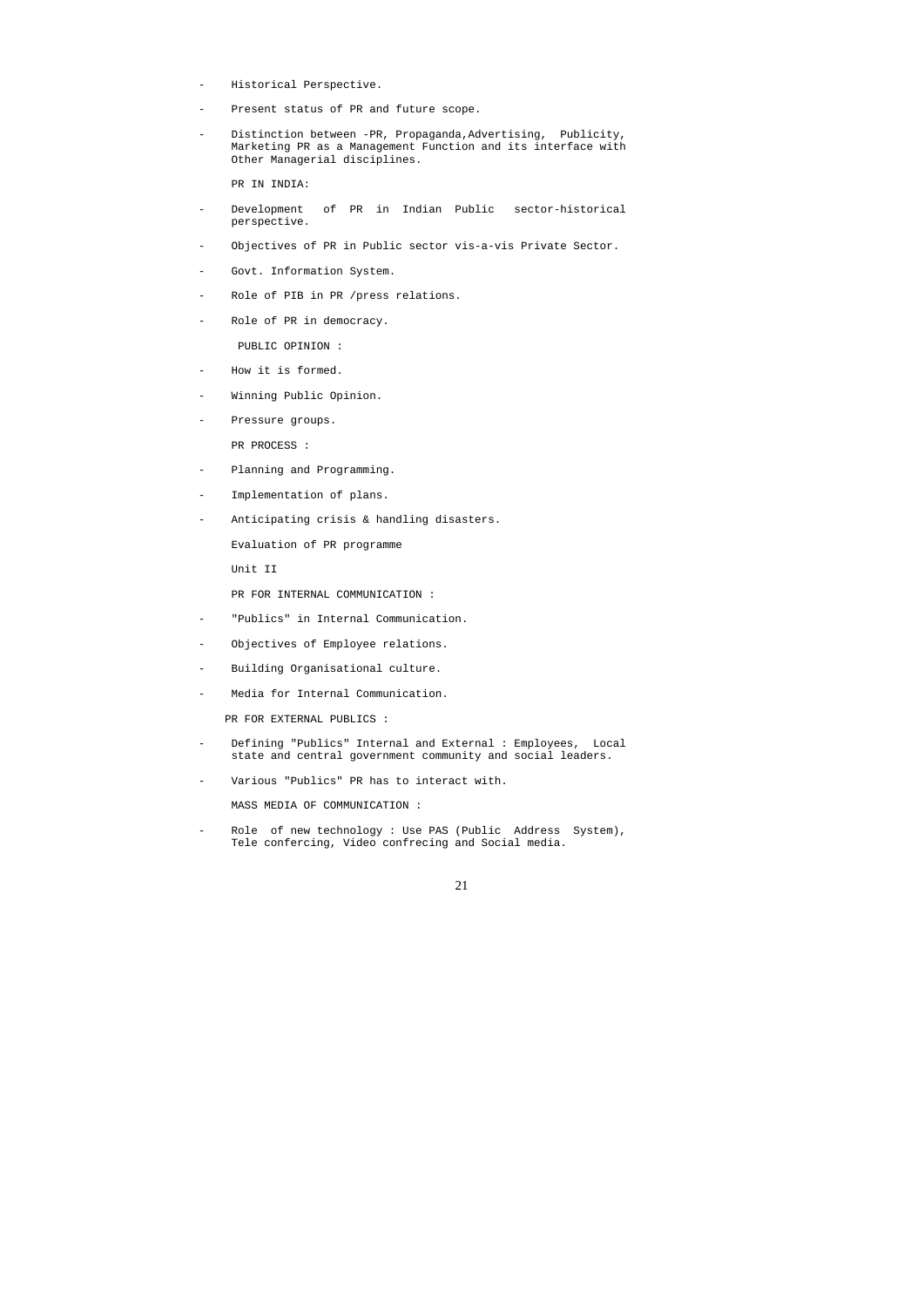- Historical Perspective.
- Present status of PR and future scope.
- Distinction between -PR, Propaganda,Advertising, Publicity, Marketing PR as a Management Function and its interface with Other Managerial disciplines.

PR IN INDIA:

- Development of PR in Indian Public sector-historical perspective.
- Objectives of PR in Public sector vis-a-vis Private Sector.
- Govt. Information System.
- Role of PIB in PR /press relations.
- Role of PR in democracy.

PUBLIC OPINION :

- How it is formed.
- Winning Public Opinion.
- Pressure groups.

PR PROCESS :

- Planning and Programming.
- Implementation of plans.
- Anticipating crisis & handling disasters.

Evaluation of PR programme

Unit II

PR FOR INTERNAL COMMUNICATION :

- "Publics" in Internal Communication.
- Objectives of Employee relations.
- Building Organisational culture.
- Media for Internal Communication.

PR FOR EXTERNAL PUBLICS :

- Defining "Publics" Internal and External : Employees, Local state and central government community and social leaders.
- Various "Publics" PR has to interact with.

MASS MEDIA OF COMMUNICATION :

- Role of new technology : Use PAS (Public Address System), Tele confercing, Video confrecing and Social media.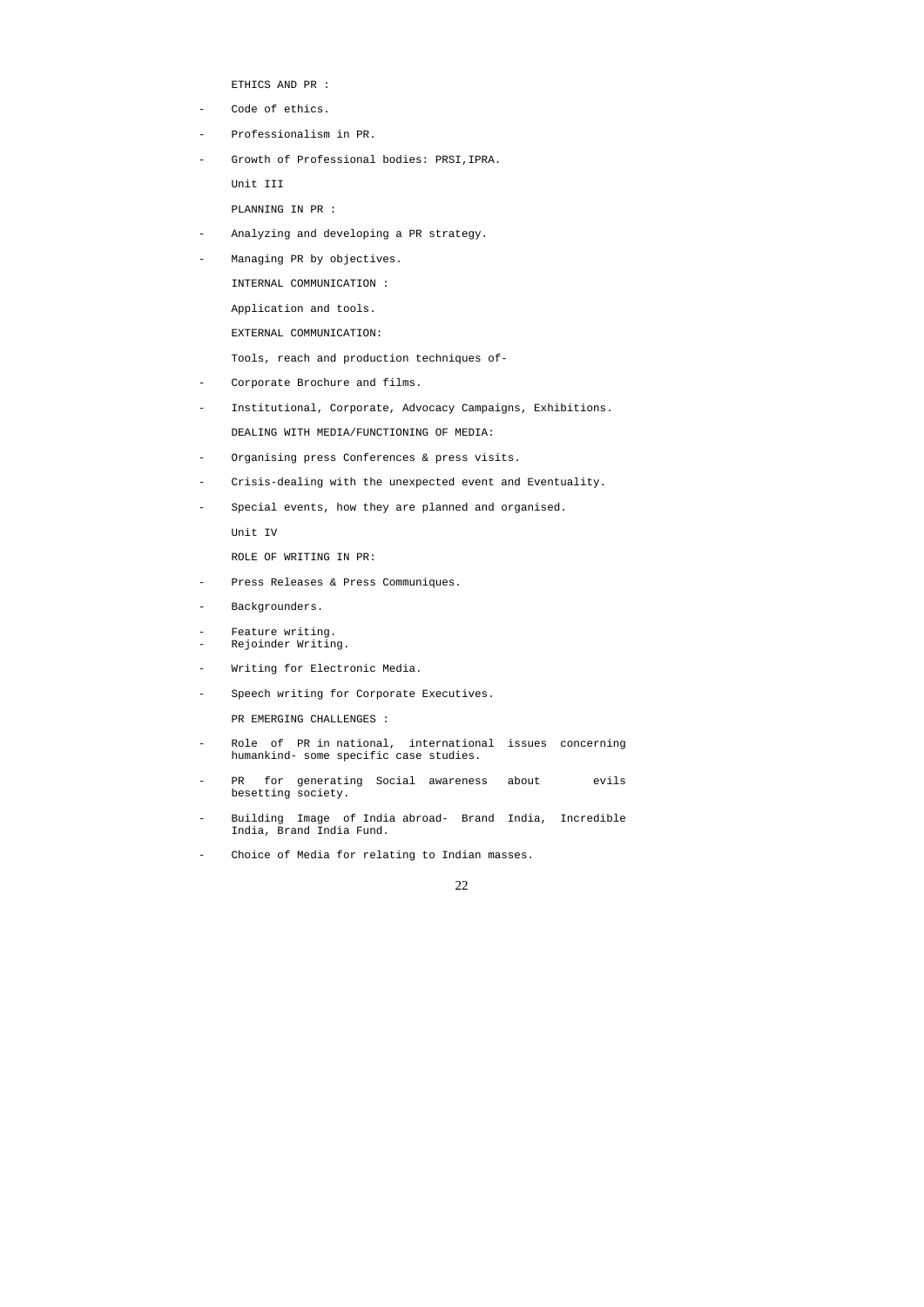ETHICS AND PR :

- Code of ethics.
- Professionalism in PR.
- Growth of Professional bodies: PRSI,IPRA.

Unit III

PLANNING IN PR :

- Analyzing and developing a PR strategy.
- Managing PR by objectives.

INTERNAL COMMUNICATION :

Application and tools.

EXTERNAL COMMUNICATION:

Tools, reach and production techniques of-

- Corporate Brochure and films.
- Institutional, Corporate, Advocacy Campaigns, Exhibitions.

DEALING WITH MEDIA/FUNCTIONING OF MEDIA:

- Organising press Conferences & press visits.
- Crisis-dealing with the unexpected event and Eventuality.
- Special events, how they are planned and organised.

Unit IV

ROLE OF WRITING IN PR:

- Press Releases & Press Communiques.
- Backgrounders.
- Feature writing.
- Rejoinder Writing.
- Writing for Electronic Media.
- Speech writing for Corporate Executives.

PR EMERGING CHALLENGES :

- Role of PR in national, international issues concerning humankind- some specific case studies.
- PR for generating Social awareness about evils besetting society.
- Building Image of India abroad- Brand India, Incredible India, Brand India Fund.
- Choice of Media for relating to Indian masses.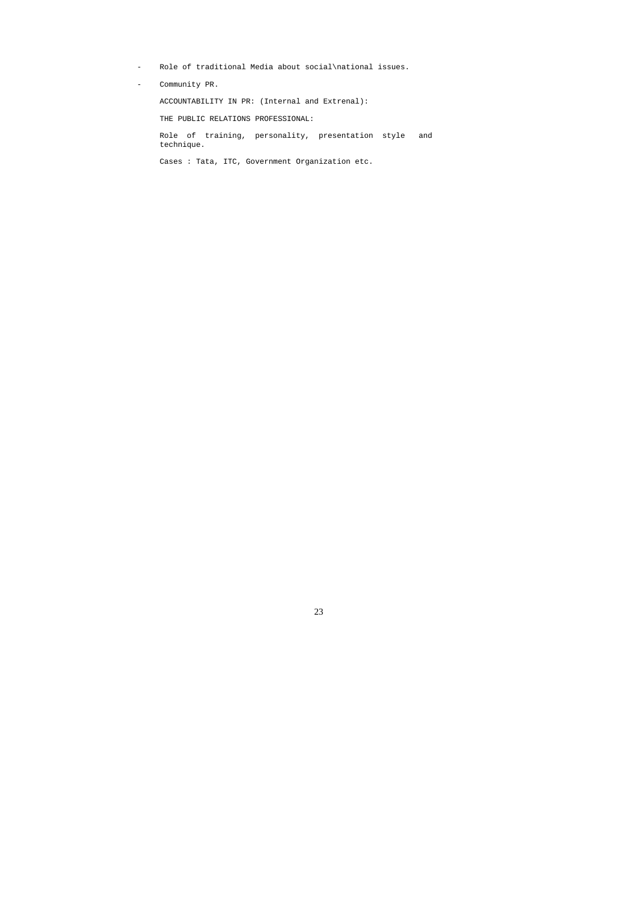- Role of traditional Media about social\national issues.
- Community PR.

ACCOUNTABILITY IN PR: (Internal and Extrenal):

THE PUBLIC RELATIONS PROFESSIONAL:

Role of training, personality, presentation style and technique.

Cases : Tata, ITC, Government Organization etc.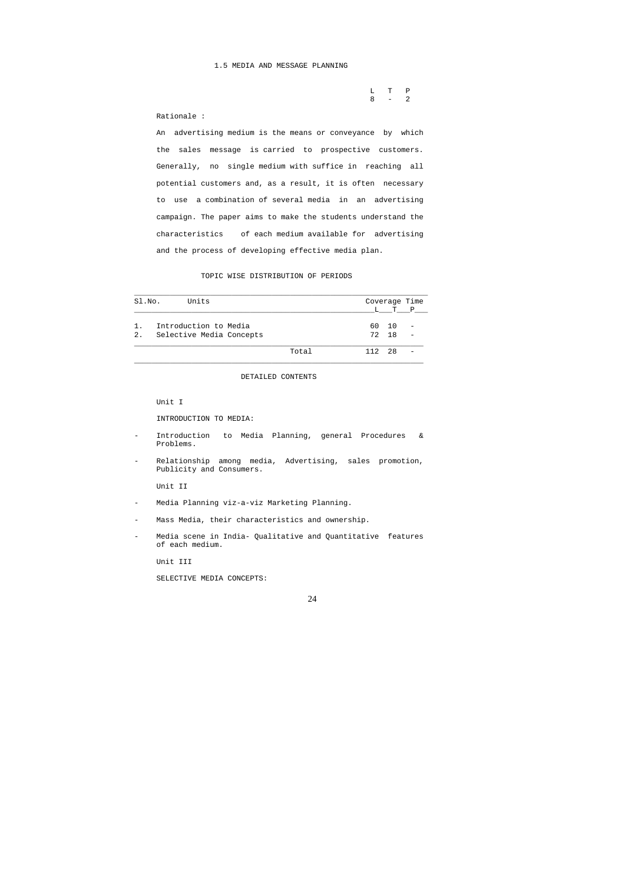## 1.5 MEDIA AND MESSAGE PLANNING

| L | T | P |
|---|---|---|
| 8 | - | 2 |

Rationale :

An advertising medium is the means or conveyance by which the sales message is carried to prospective customers. Generally, no single medium with suffice in reaching all potential customers and, as a result, it is often necessary to use a combination of several media in an advertising campaign. The paper aims to make the students understand the characteristics of each medium available for advertising and the process of developing effective media plan.

### TOPIC WISE DISTRIBUTION OF PERIODS

| Sl.No. | Units | Coverage Time | | |
|---|---|---|---|---|
| | | L | T | P |
| 1. | Introduction to Media | 60 | 10 | - |
| 2. | Selective Media Concepts | 72 | 18 | - |
| | Total | 112 | 28 | - |

### DETAILED CONTENTS

Unit I

INTRODUCTION TO MEDIA:

- Introduction to Media Planning, general Procedures & Problems.
- Relationship among media, Advertising, sales promotion, Publicity and Consumers.

Unit II

- Media Planning viz-a-viz Marketing Planning.
- Mass Media, their characteristics and ownership.
- Media scene in India- Qualitative and Quantitative features of each medium.

Unit III

SELECTIVE MEDIA CONCEPTS: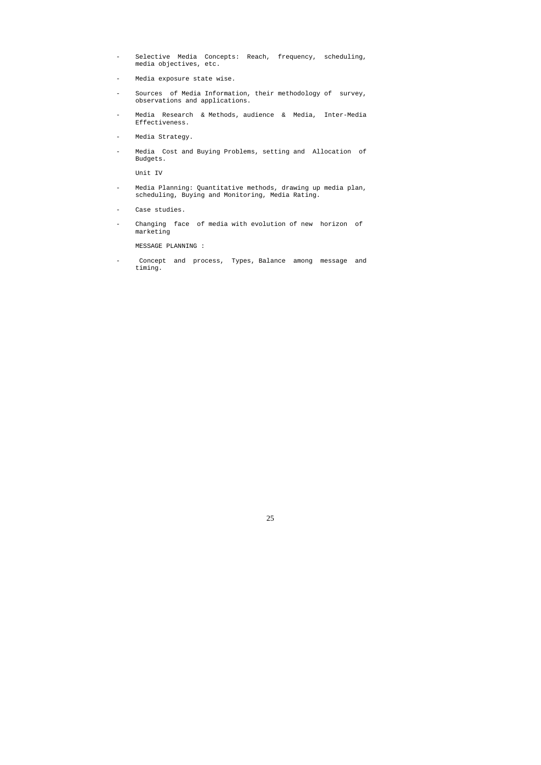- Selective Media Concepts: Reach, frequency, scheduling, media objectives, etc.
- Media exposure state wise.
- Sources of Media Information, their methodology of survey, observations and applications.
- Media Research & Methods, audience & Media, Inter-Media Effectiveness.
- Media Strategy.
- Media Cost and Buying Problems, setting and Allocation of Budgets.

Unit IV

- Media Planning: Quantitative methods, drawing up media plan, scheduling, Buying and Monitoring, Media Rating.
- Case studies.
- Changing face of media with evolution of new horizon of marketing

MESSAGE PLANNING :

- Concept and process, Types, Balance among message and timing.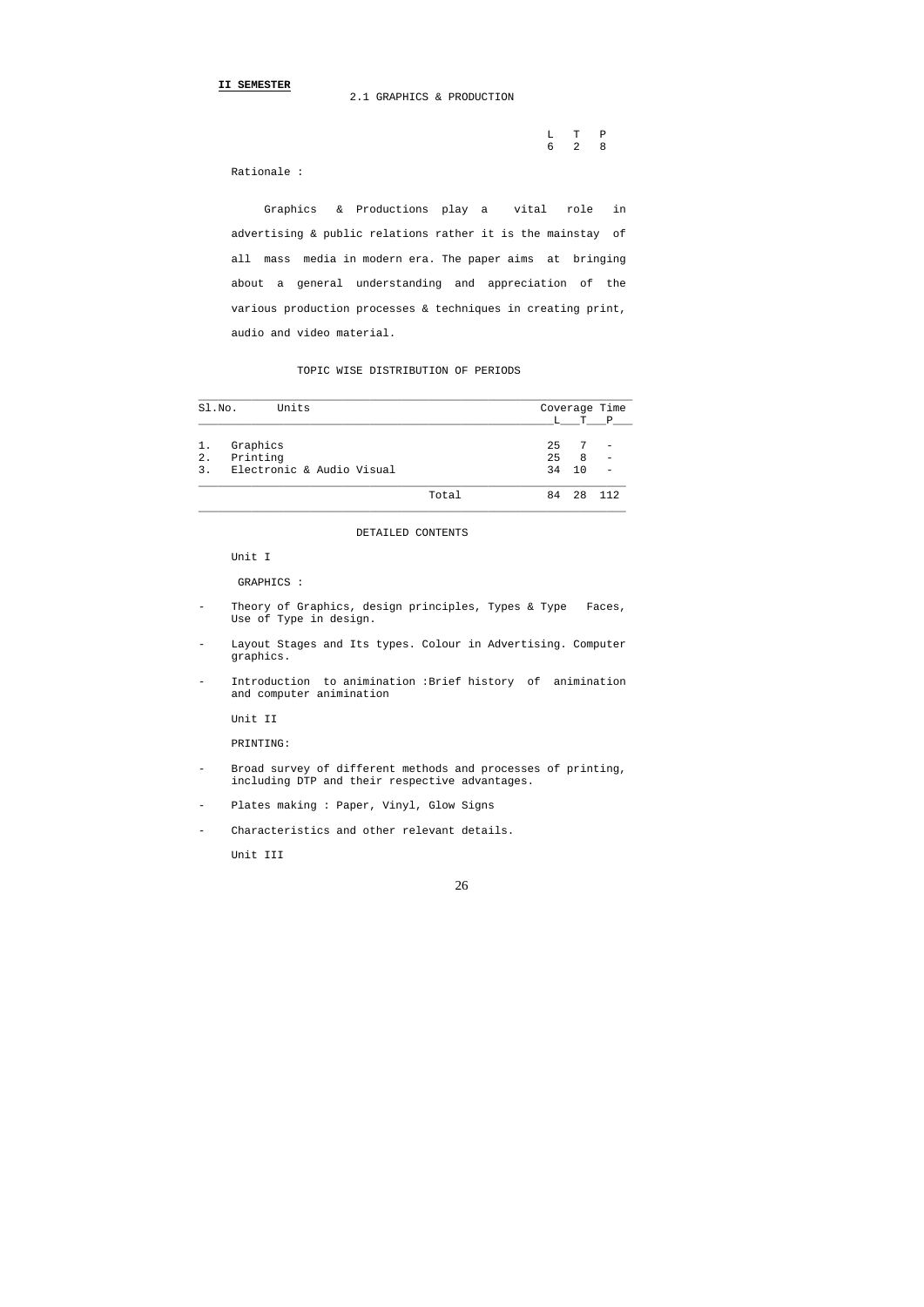**II SEMESTER**

## 2.1 GRAPHICS & PRODUCTION

| L | T | P |
|---|---|---|
| 6 | 2 | 8 |

Rationale :

Graphics & Productions play a vital role in advertising & public relations rather it is the mainstay of all mass media in modern era. The paper aims at bringing about a general understanding and appreciation of the various production processes & techniques in creating print, audio and video material.

### TOPIC WISE DISTRIBUTION OF PERIODS

| Sl.No. | Units | Coverage Time | | |
|---|---|---|---|---|
| | | L | T | P |
| 1. | Graphics | 25 | 7 | - |
| 2. | Printing | 25 | 8 | - |
| 3. | Electronic & Audio Visual | 34 | 10 | - |
| | Total | 84 | 28 | 112 |

### DETAILED CONTENTS

Unit I

GRAPHICS :

- Theory of Graphics, design principles, Types & Type Faces, Use of Type in design.
- Layout Stages and Its types. Colour in Advertising. Computer graphics.
- Introduction to animination :Brief history of animination and computer animination

Unit II

PRINTING:

- Broad survey of different methods and processes of printing, including DTP and their respective advantages.
- Plates making : Paper, Vinyl, Glow Signs
- Characteristics and other relevant details.

Unit III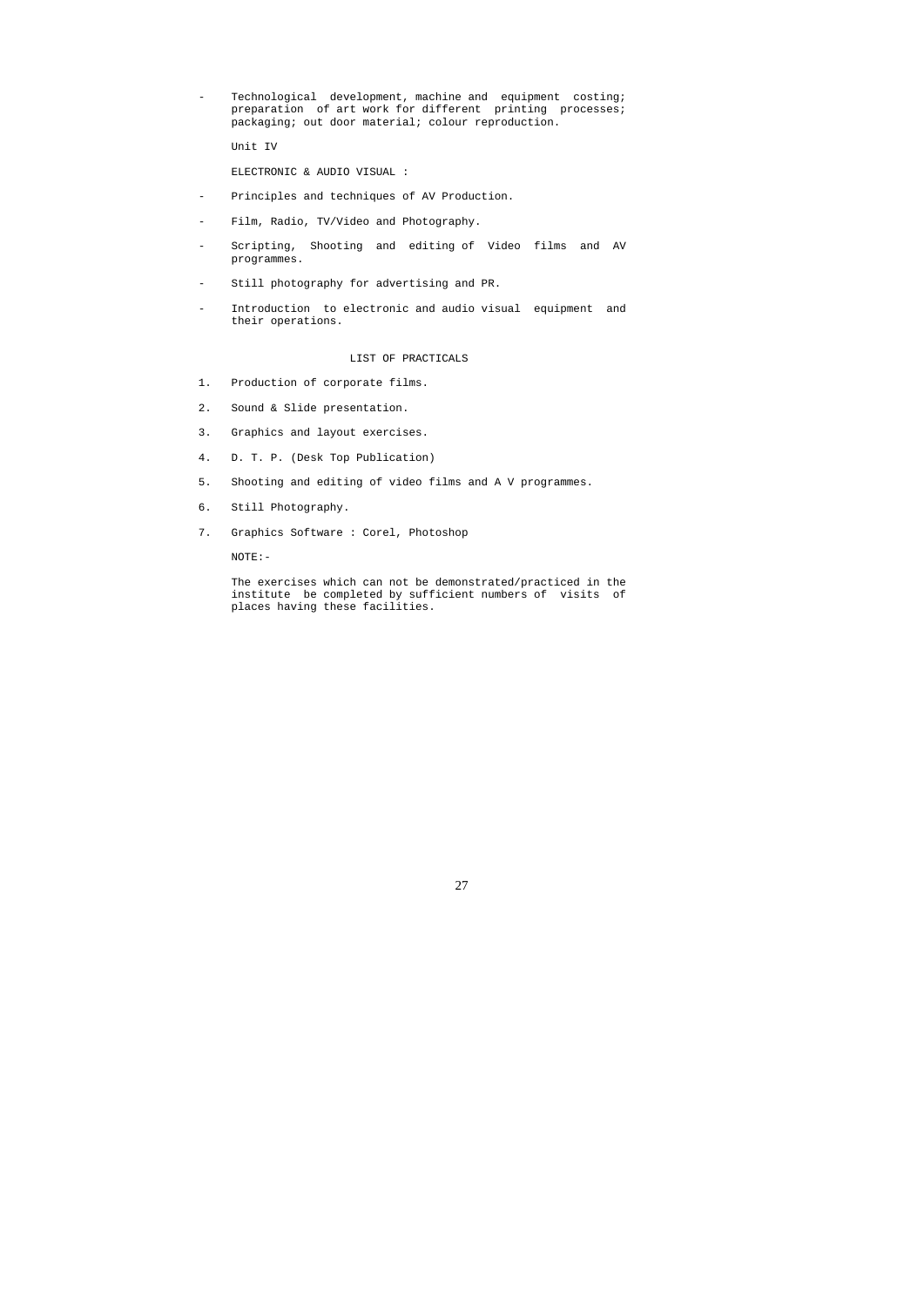- Technological development, machine and equipment costing; preparation of art work for different printing processes; packaging; out door material; colour reproduction.

Unit IV

ELECTRONIC & AUDIO VISUAL :

- Principles and techniques of AV Production.
- Film, Radio, TV/Video and Photography.
- Scripting, Shooting and editing of Video films and AV programmes.
- Still photography for advertising and PR.
- Introduction to electronic and audio visual equipment and their operations.

LIST OF PRACTICALS

1. Production of corporate films.
2. Sound & Slide presentation.
3. Graphics and layout exercises.
4. D. T. P. (Desk Top Publication)
5. Shooting and editing of video films and A V programmes.
6. Still Photography.
7. Graphics Software : Corel, Photoshop

NOTE:-

The exercises which can not be demonstrated/practiced in the institute be completed by sufficient numbers of visits of places having these facilities.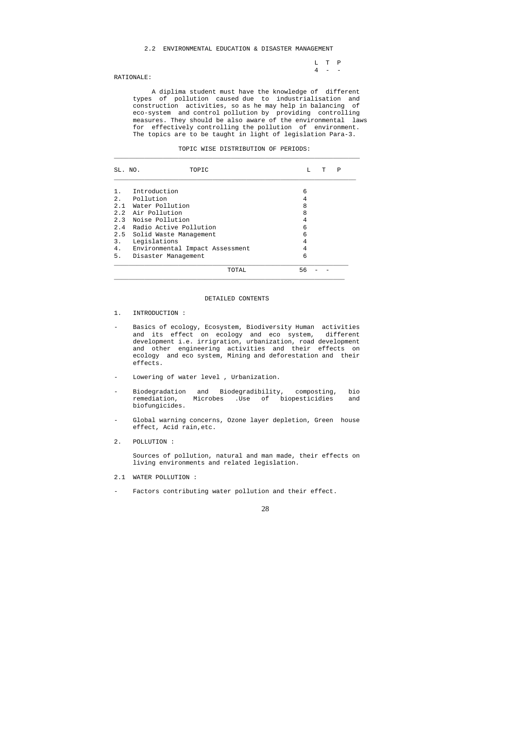## 2.2 ENVIRONMENTAL EDUCATION & DISASTER MANAGEMENT

| L | T | P |
|---|---|---|
| 4 | - | - |

RATIONALE:

A diplima student must have the knowledge of different types of pollution caused due to industrialisation and construction activities, so as he may help in balancing of eco-system and control pollution by providing controlling measures. They should be also aware of the environmental laws for effectively controlling the pollution of environment. The topics are to be taught in light of legislation Para-3.

TOPIC WISE DISTRIBUTION OF PERIODS:

| SL. NO. | TOPIC | L | T | P |
|---|---|---|---|---|
| 1. | Introduction | 6 | | |
| 2. | Pollution | 4 | | |
| 2.1 | Water Pollution | 8 | | |
| 2.2 | Air Pollution | 8 | | |
| 2.3 | Noise Pollution | 4 | | |
| 2.4 | Radio Active Pollution | 6 | | |
| 2.5 | Solid Waste Management | 6 | | |
| 3. | Legislations | 4 | | |
| 4. | Environmental Impact Assessment | 4 | | |
| 5. | Disaster Management | 6 | | |
| | TOTAL | 56 | - | - |

### DETAILED CONTENTS

1. INTRODUCTION :

- Basics of ecology, Ecosystem, Biodiversity Human activities and its effect on ecology and eco system, different development i.e. irrigration, urbanization, road development and other engineering activities and their effects on ecology and eco system, Mining and deforestation and their effects.
- Lowering of water level , Urbanization.
- Biodegradation and Biodegradibility, composting, bio remediation, Microbes .Use of biopesticidies and biofungicides.
- Global warning concerns, Ozone layer depletion, Green house effect, Acid rain,etc.

2. POLLUTION :

Sources of pollution, natural and man made, their effects on living environments and related legislation.

2.1 WATER POLLUTION :

- Factors contributing water pollution and their effect.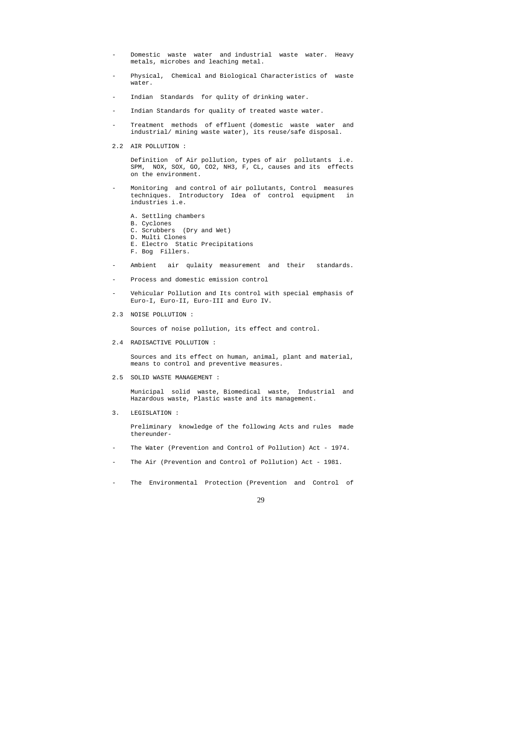- Domestic waste water and industrial waste water. Heavy metals, microbes and leaching metal.

- Physical, Chemical and Biological Characteristics of waste water.

- Indian Standards for qulity of drinking water.

- Indian Standards for quality of treated waste water.

- Treatment methods of effluent (domestic waste water and industrial/ mining waste water), its reuse/safe disposal.

2.2 AIR POLLUTION :

Definition of Air pollution, types of air pollutants i.e. SPM, NOX, SOX, GO, CO2, NH3, F, CL, causes and its effects on the environment.

- Monitoring and control of air pollutants, Control measures techniques. Introductory Idea of control equipment in industries i.e.

  A. Settling chambers
  B. Cyclones
  C. Scrubbers (Dry and Wet)
  D. Multi Clones
  E. Electro Static Precipitations
  F. Bog Fillers.

- Ambient air qulaity measurement and their standards.

- Process and domestic emission control

- Vehicular Pollution and Its control with special emphasis of Euro-I, Euro-II, Euro-III and Euro IV.

2.3 NOISE POLLUTION :

Sources of noise pollution, its effect and control.

2.4 RADISACTIVE POLLUTION :

Sources and its effect on human, animal, plant and material, means to control and preventive measures.

2.5 SOLID WASTE MANAGEMENT :

Municipal solid waste, Biomedical waste, Industrial and Hazardous waste, Plastic waste and its management.

3. LEGISLATION :

Preliminary knowledge of the following Acts and rules made thereunder-

- The Water (Prevention and Control of Pollution) Act - 1974.

- The Air (Prevention and Control of Pollution) Act - 1981.

- The Environmental Protection (Prevention and Control of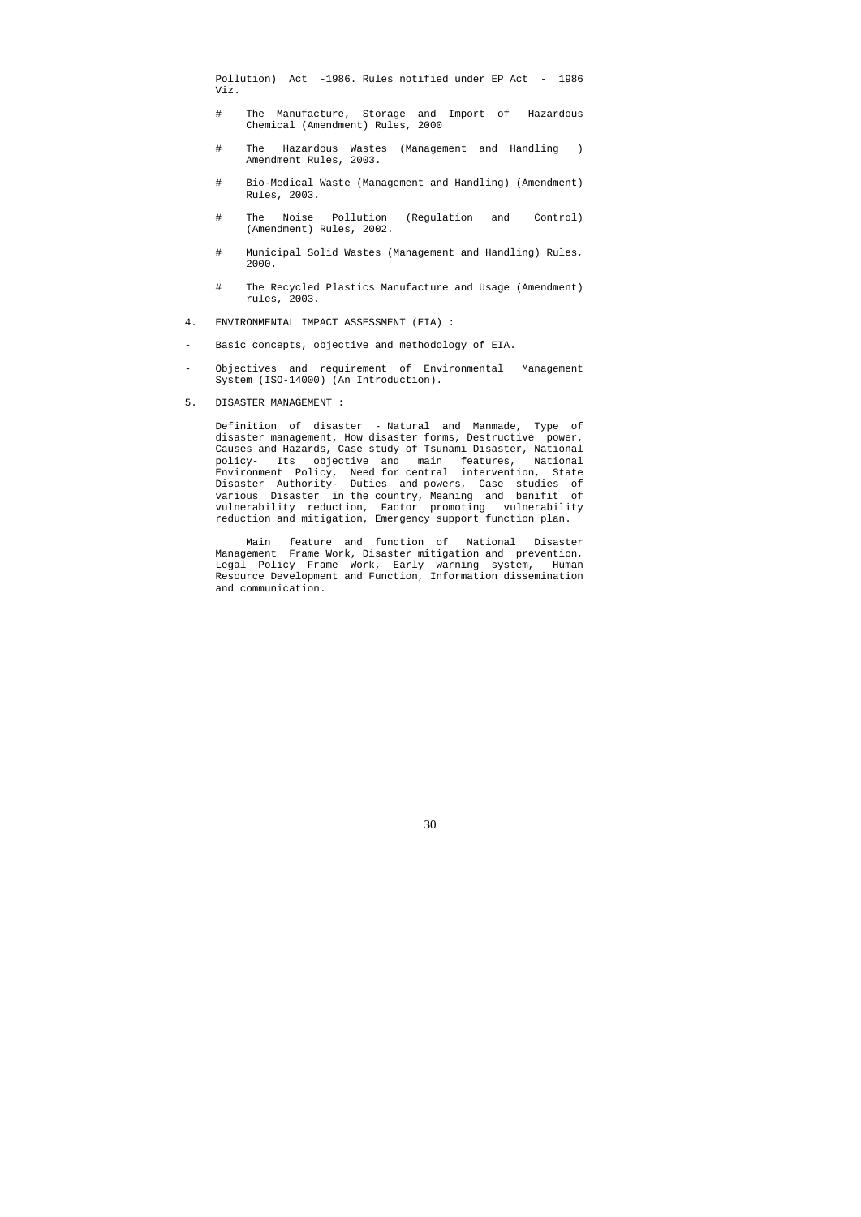Pollution) Act -1986. Rules notified under EP Act - 1986 Viz.

- # The Manufacture, Storage and Import of Hazardous Chemical (Amendment) Rules, 2000
- # The Hazardous Wastes (Management and Handling ) Amendment Rules, 2003.
- # Bio-Medical Waste (Management and Handling) (Amendment) Rules, 2003.
- # The Noise Pollution (Regulation and Control) (Amendment) Rules, 2002.
- # Municipal Solid Wastes (Management and Handling) Rules, 2000.
- # The Recycled Plastics Manufacture and Usage (Amendment) rules, 2003.

4. ENVIRONMENTAL IMPACT ASSESSMENT (EIA) :

- Basic concepts, objective and methodology of EIA.
- Objectives and requirement of Environmental Management System (ISO-14000) (An Introduction).

5. DISASTER MANAGEMENT :

Definition of disaster - Natural and Manmade, Type of disaster management, How disaster forms, Destructive power, Causes and Hazards, Case study of Tsunami Disaster, National policy- Its objective and main features, National Environment Policy, Need for central intervention, State Disaster Authority- Duties and powers, Case studies of various Disaster in the country, Meaning and benifit of vulnerability reduction, Factor promoting vulnerability reduction and mitigation, Emergency support function plan.

Main feature and function of National Disaster Management Frame Work, Disaster mitigation and prevention, Legal Policy Frame Work, Early warning system, Human Resource Development and Function, Information dissemination and communication.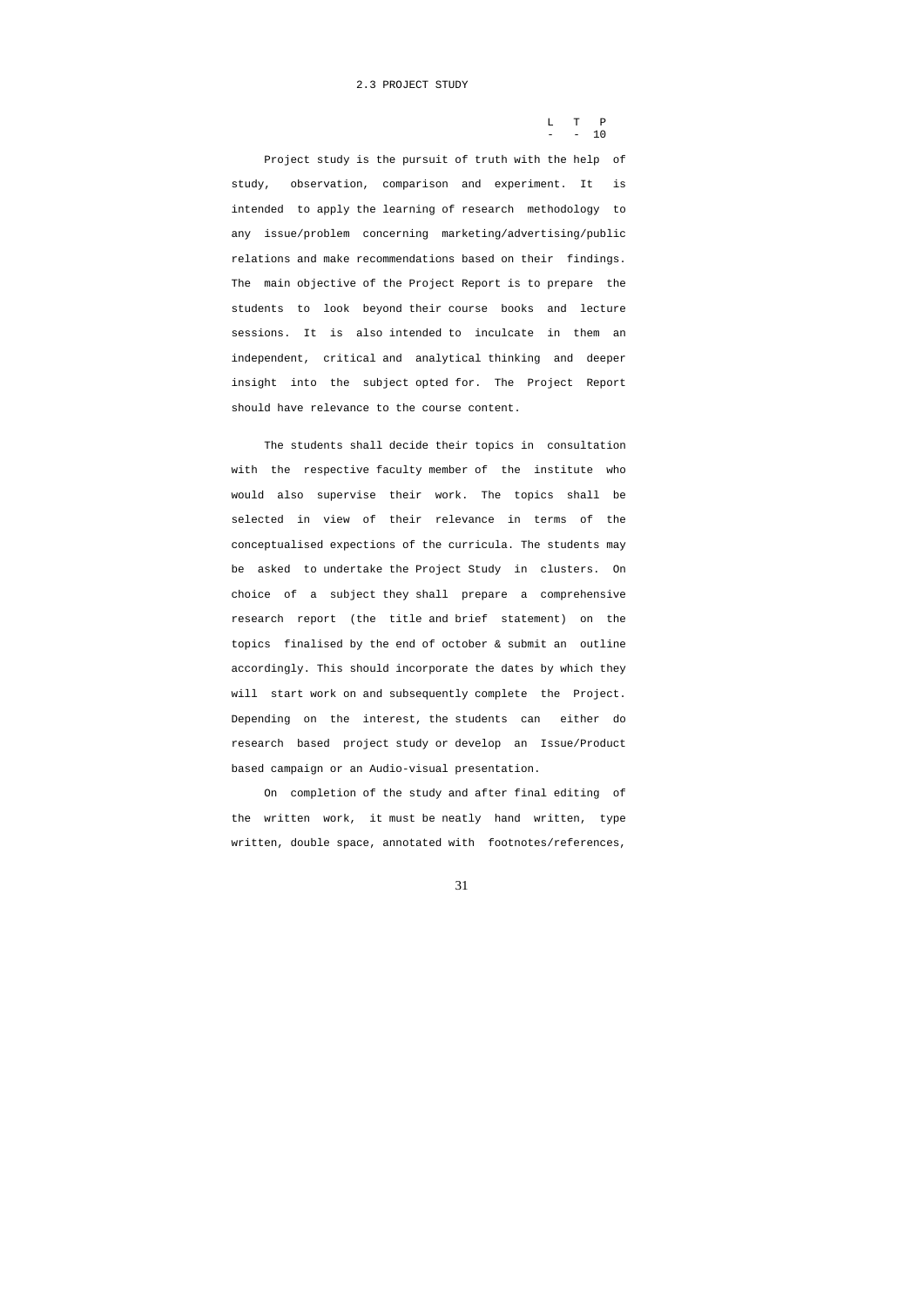## 2.3 PROJECT STUDY

| L | T | P |
|---|---|---|
| - | - | 10 |

Project study is the pursuit of truth with the help of study, observation, comparison and experiment. It is intended to apply the learning of research methodology to any issue/problem concerning marketing/advertising/public relations and make recommendations based on their findings. The main objective of the Project Report is to prepare the students to look beyond their course books and lecture sessions. It is also intended to inculcate in them an independent, critical and analytical thinking and deeper insight into the subject opted for. The Project Report should have relevance to the course content.

The students shall decide their topics in consultation with the respective faculty member of the institute who would also supervise their work. The topics shall be selected in view of their relevance in terms of the conceptualised expections of the curricula. The students may be asked to undertake the Project Study in clusters. On choice of a subject they shall prepare a comprehensive research report (the title and brief statement) on the topics finalised by the end of october & submit an outline accordingly. This should incorporate the dates by which they will start work on and subsequently complete the Project. Depending on the interest, the students can either do research based project study or develop an Issue/Product based campaign or an Audio-visual presentation.

On completion of the study and after final editing of the written work, it must be neatly hand written, type written, double space, annotated with footnotes/references,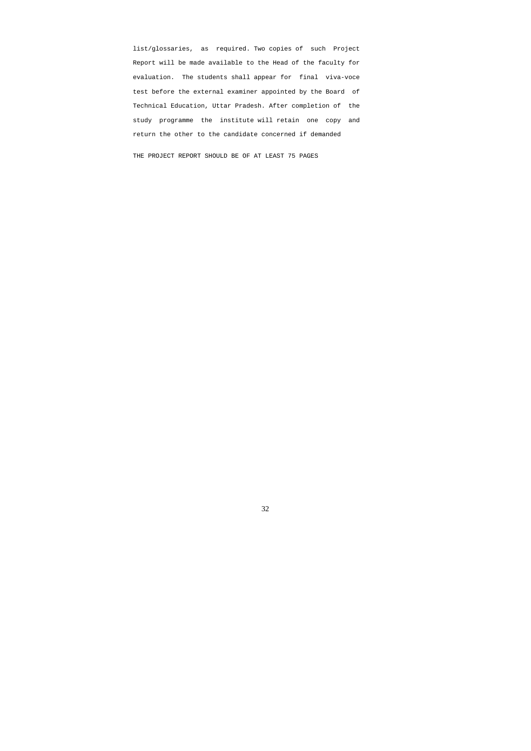list/glossaries, as required. Two copies of such Project Report will be made available to the Head of the faculty for evaluation. The students shall appear for final viva-voce test before the external examiner appointed by the Board of Technical Education, Uttar Pradesh. After completion of the study programme the institute will retain one copy and return the other to the candidate concerned if demanded

THE PROJECT REPORT SHOULD BE OF AT LEAST 75 PAGES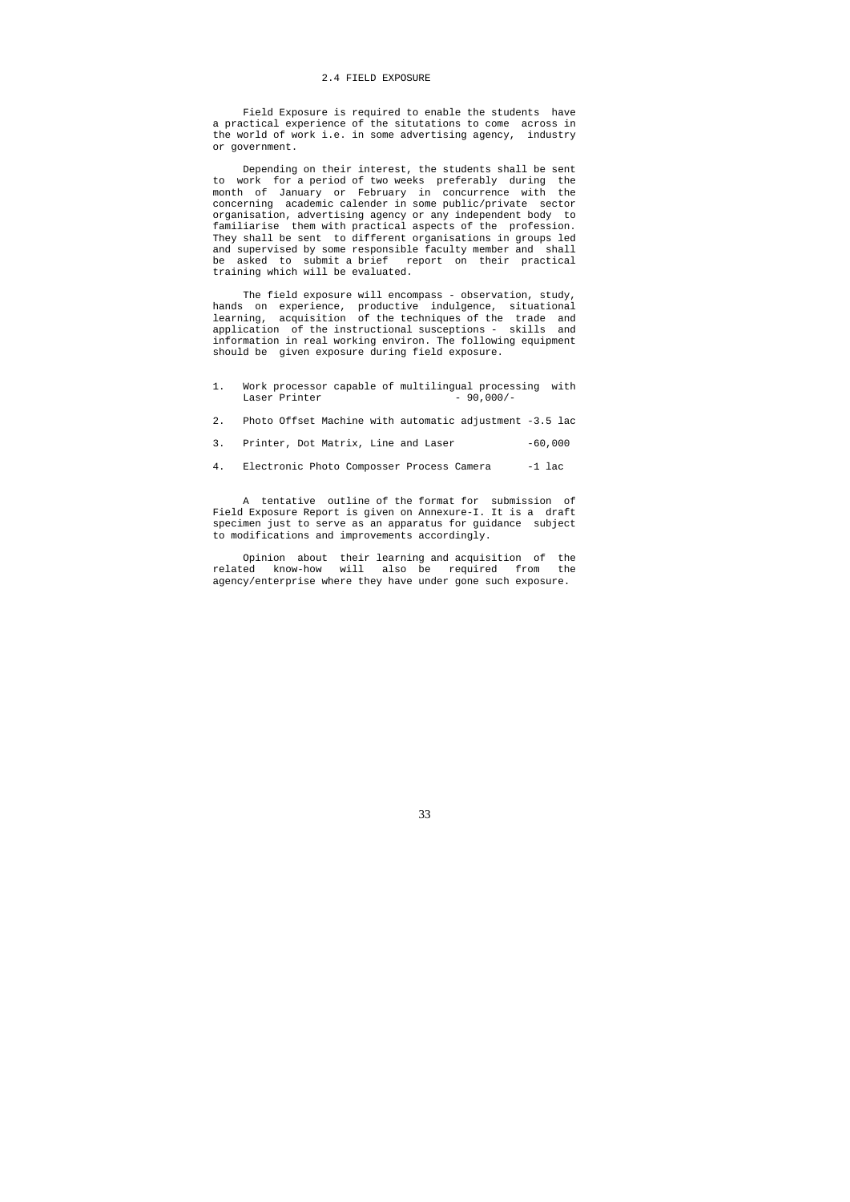## 2.4 FIELD EXPOSURE

Field Exposure is required to enable the students have a practical experience of the situtations to come across in the world of work i.e. in some advertising agency, industry or government.

Depending on their interest, the students shall be sent to work for a period of two weeks preferably during the month of January or February in concurrence with the concerning academic calender in some public/private sector organisation, advertising agency or any independent body to familiarise them with practical aspects of the profession. They shall be sent to different organisations in groups led and supervised by some responsible faculty member and shall be asked to submit a brief report on their practical training which will be evaluated.

The field exposure will encompass - observation, study, hands on experience, productive indulgence, situational learning, acquisition of the techniques of the trade and application of the instructional susceptions - skills and information in real working environ. The following equipment should be given exposure during field exposure.

1. Work processor capable of multilingual processing with Laser Printer - 90,000/-
2. Photo Offset Machine with automatic adjustment -3.5 lac
3. Printer, Dot Matrix, Line and Laser -60,000
4. Electronic Photo Composser Process Camera -1 lac

A tentative outline of the format for submission of Field Exposure Report is given on Annexure-I. It is a draft specimen just to serve as an apparatus for guidance subject to modifications and improvements accordingly.

Opinion about their learning and acquisition of the related know-how will also be required from the agency/enterprise where they have under gone such exposure.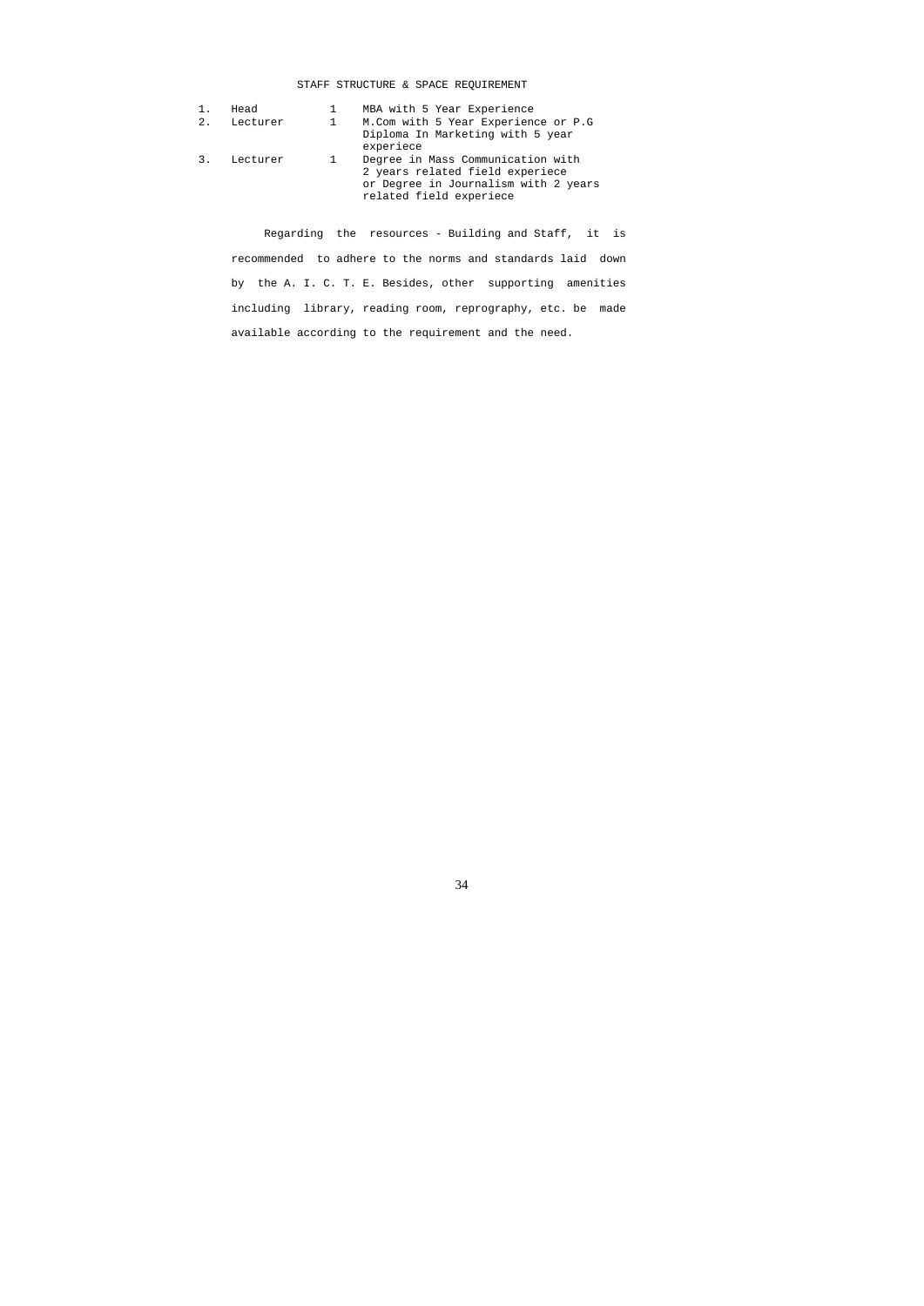## STAFF STRUCTURE & SPACE REQUIREMENT

| | | | |
|---|---|---|---|
| 1. | Head | 1 | MBA with 5 Year Experience |
| 2. | Lecturer | 1 | M.Com with 5 Year Experience or P.G Diploma In Marketing with 5 year experiece |
| 3. | Lecturer | 1 | Degree in Mass Communication with 2 years related field experiece or Degree in Journalism with 2 years related field experiece |

Regarding the resources - Building and Staff, it is recommended to adhere to the norms and standards laid down by the A. I. C. T. E. Besides, other supporting amenities including library, reading room, reprography, etc. be made available according to the requirement and the need.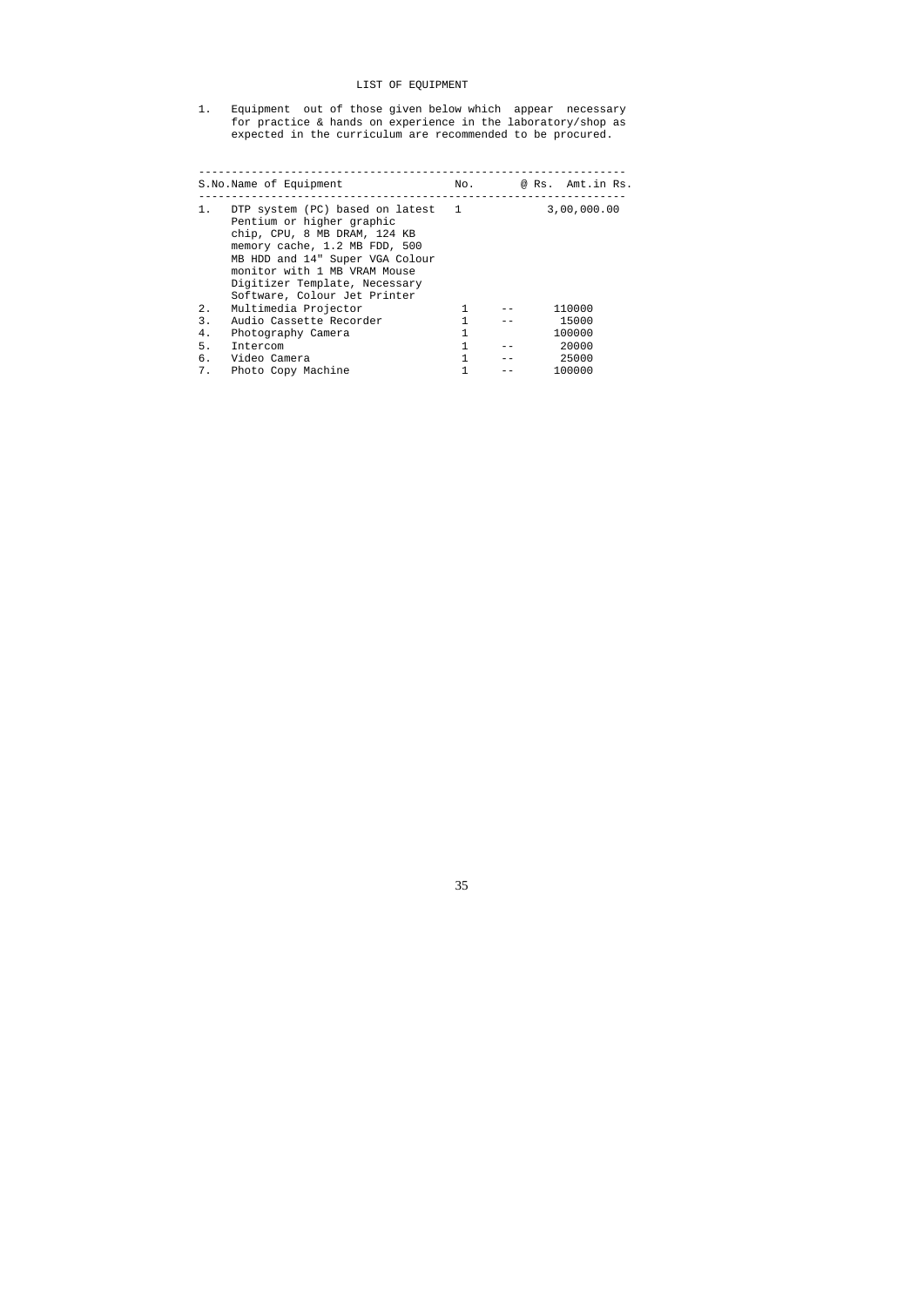# LIST OF EQUIPMENT

1. Equipment out of those given below which appear necessary for practice & hands on experience in the laboratory/shop as expected in the curriculum are recommended to be procured.

| S.No. | Name of Equipment | No. | @ Rs. | Amt.in Rs. |
|---|---|---|---|---|
| 1. | DTP system (PC) based on latest Pentium or higher graphic chip, CPU, 8 MB DRAM, 124 KB memory cache, 1.2 MB FDD, 500 MB HDD and 14" Super VGA Colour monitor with 1 MB VRAM Mouse Digitizer Template, Necessary Software, Colour Jet Printer | 1 | | 3,00,000.00 |
| 2. | Multimedia Projector | 1 | -- | 110000 |
| 3. | Audio Cassette Recorder | 1 | -- | 15000 |
| 4. | Photography Camera | 1 | | 100000 |
| 5. | Intercom | 1 | -- | 20000 |
| 6. | Video Camera | 1 | -- | 25000 |
| 7. | Photo Copy Machine | 1 | -- | 100000 |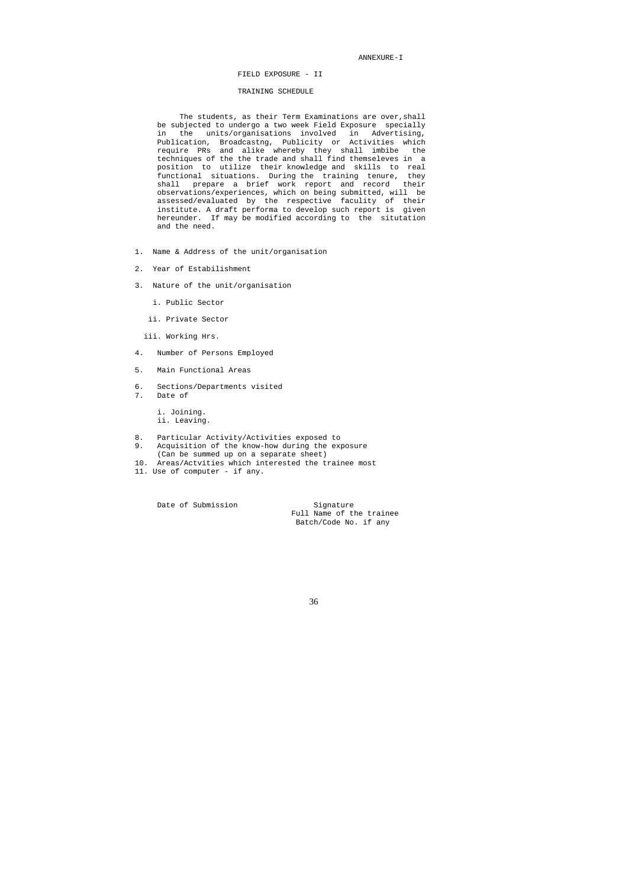ANNEXURE-I

# FIELD EXPOSURE - II

## TRAINING SCHEDULE

The students, as their Term Examinations are over, shall be subjected to undergo a two week Field Exposure specially in the units/organisations involved in Advertising, Publication, Broadcastng, Publicity or Activities which require PRs and alike whereby they shall imbibe the techniques of the the trade and shall find themseleves in a position to utilize their knowledge and skills to real functional situations. During the training tenure, they shall prepare a brief work report and record their observations/experiences, which on being submitted, will be assessed/evaluated by the respective faculty of their institute. A draft performa to develop such report is given hereunder. If may be modified according to the situtation and the need.

1. Name & Address of the unit/organisation
2. Year of Estabilishment
3. Nature of the unit/organisation
   - i. Public Sector
   - ii. Private Sector
   - iii. Working Hrs.
4. Number of Persons Employed
5. Main Functional Areas
6. Sections/Departments visited
7. Date of
   - i. Joining.
   - ii. Leaving.
8. Particular Activity/Activities exposed to
9. Acquisition of the know-how during the exposure (Can be summed up on a separate sheet)
10. Areas/Actvities which interested the trainee most
11. Use of computer - if any.

Date of Submission

Signature
Full Name of the trainee
Batch/Code No. if any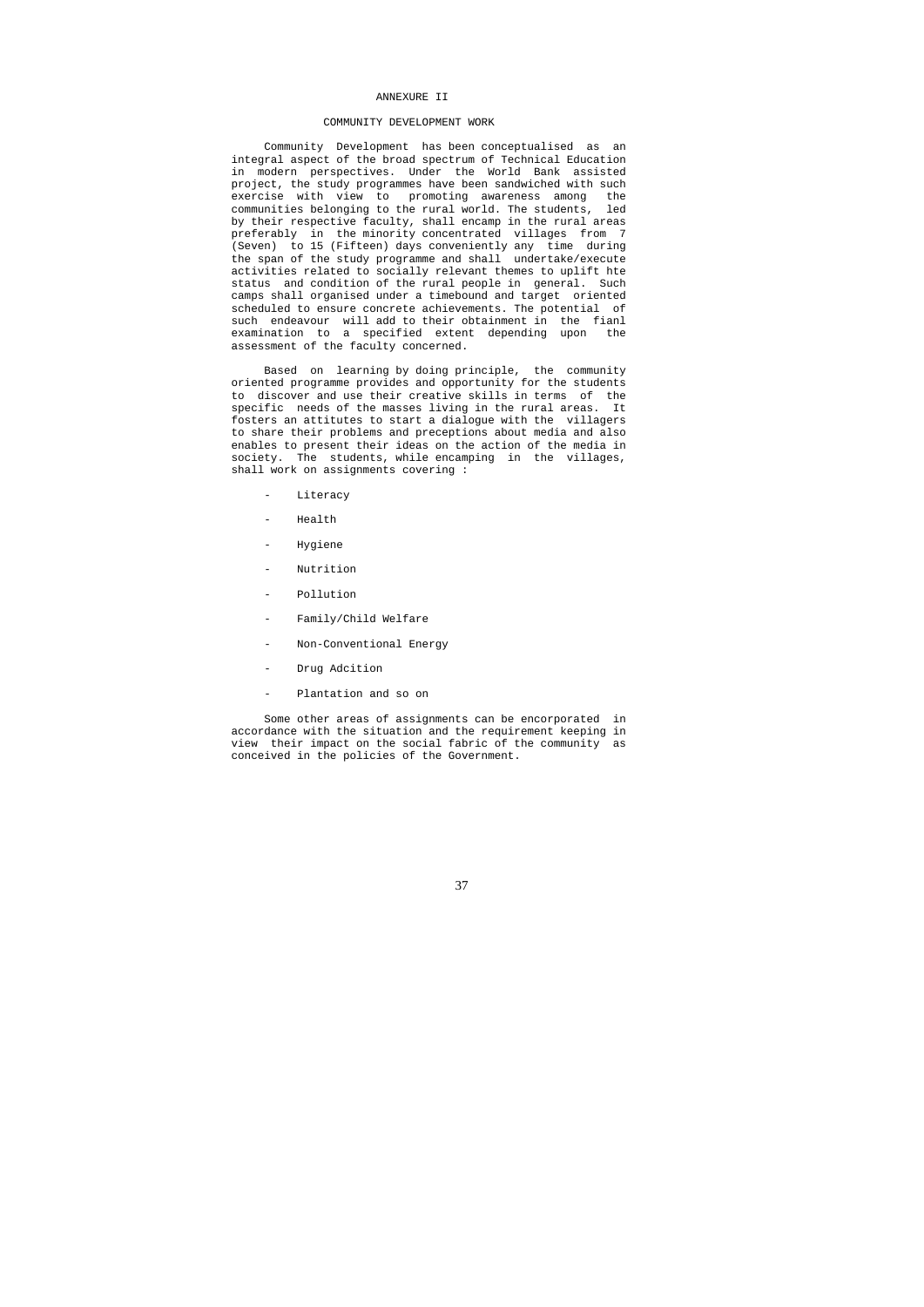# ANNEXURE II

## COMMUNITY DEVELOPMENT WORK

Community Development has been conceptualised as an integral aspect of the broad spectrum of Technical Education in modern perspectives. Under the World Bank assisted project, the study programmes have been sandwiched with such exercise with view to promoting awareness among the communities belonging to the rural world. The students, led by their respective faculty, shall encamp in the rural areas preferably in the minority concentrated villages from 7 (Seven) to 15 (Fifteen) days conveniently any time during the span of the study programme and shall undertake/execute activities related to socially relevant themes to uplift hte status and condition of the rural people in general. Such camps shall organised under a timebound and target oriented scheduled to ensure concrete achievements. The potential of such endeavour will add to their obtainment in the fianl examination to a specified extent depending upon the assessment of the faculty concerned.

Based on learning by doing principle, the community oriented programme provides and opportunity for the students to discover and use their creative skills in terms of the specific needs of the masses living in the rural areas. It fosters an attitutes to start a dialogue with the villagers to share their problems and preceptions about media and also enables to present their ideas on the action of the media in society. The students, while encamping in the villages, shall work on assignments covering :

- Literacy
- Health
- Hygiene
- Nutrition
- Pollution
- Family/Child Welfare
- Non-Conventional Energy
- Drug Adcition
- Plantation and so on

Some other areas of assignments can be encorporated in accordance with the situation and the requirement keeping in view their impact on the social fabric of the community as conceived in the policies of the Government.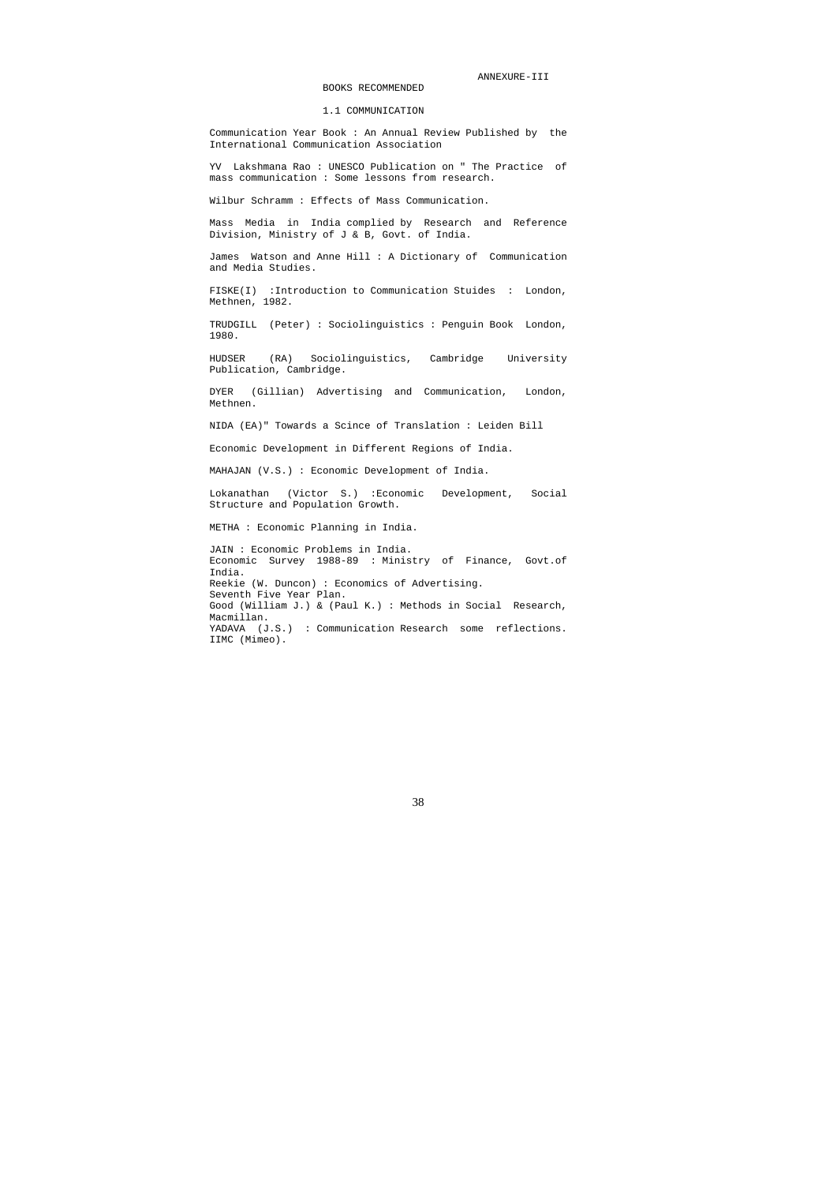ANNEXURE-III

## BOOKS RECOMMENDED

### 1.1 COMMUNICATION

Communication Year Book : An Annual Review Published by the International Communication Association

YV Lakshmana Rao : UNESCO Publication on " The Practice of mass communication : Some lessons from research.

Wilbur Schramm : Effects of Mass Communication.

Mass Media in India complied by Research and Reference Division, Ministry of J & B, Govt. of India.

James Watson and Anne Hill : A Dictionary of Communication and Media Studies.

FISKE(I) :Introduction to Communication Stuides : London, Methnen, 1982.

TRUDGILL (Peter) : Sociolinguistics : Penguin Book London, 1980.

HUDSER (RA) Sociolinguistics, Cambridge University Publication, Cambridge.

DYER (Gillian) Advertising and Communication, London, Methnen.

NIDA (EA)" Towards a Scince of Translation : Leiden Bill

Economic Development in Different Regions of India.

MAHAJAN (V.S.) : Economic Development of India.

Lokanathan (Victor S.) :Economic Development, Social Structure and Population Growth.

METHA : Economic Planning in India.

JAIN : Economic Problems in India.
Economic Survey 1988-89 : Ministry of Finance, Govt.of India.
Reekie (W. Duncon) : Economics of Advertising.
Seventh Five Year Plan.
Good (William J.) & (Paul K.) : Methods in Social Research, Macmillan.
YADAVA (J.S.) : Communication Research some reflections. IIMC (Mimeo).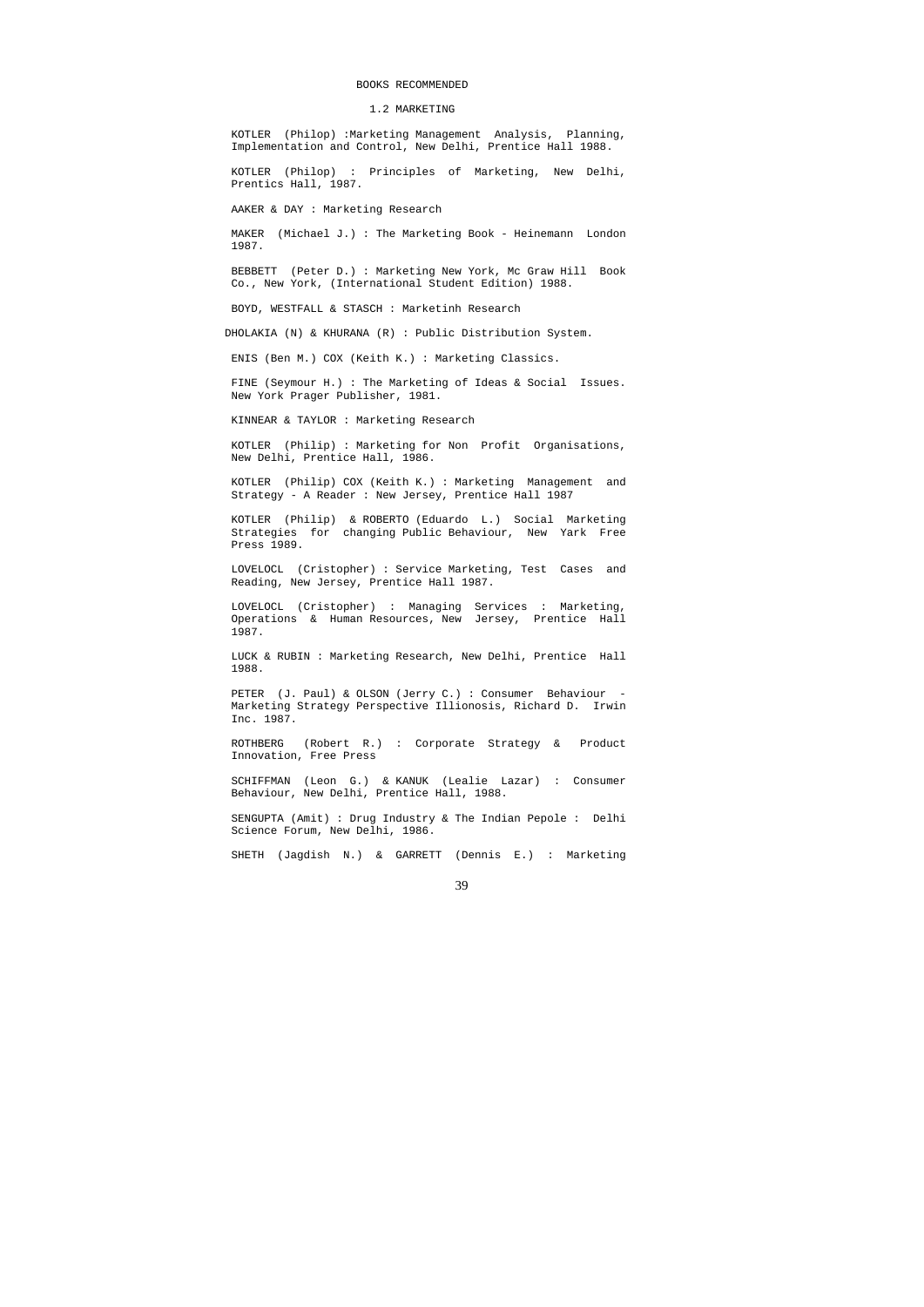# BOOKS RECOMMENDED

## 1.2 MARKETING

KOTLER (Philop) :Marketing Management Analysis, Planning, Implementation and Control, New Delhi, Prentice Hall 1988.

KOTLER (Philop) : Principles of Marketing, New Delhi, Prentics Hall, 1987.

AAKER & DAY : Marketing Research

MAKER (Michael J.) : The Marketing Book - Heinemann London 1987.

BEBBETT (Peter D.) : Marketing New York, Mc Graw Hill Book Co., New York, (International Student Edition) 1988.

BOYD, WESTFALL & STASCH : Marketinh Research

DHOLAKIA (N) & KHURANA (R) : Public Distribution System.

ENIS (Ben M.) COX (Keith K.) : Marketing Classics.

FINE (Seymour H.) : The Marketing of Ideas & Social Issues. New York Prager Publisher, 1981.

KINNEAR & TAYLOR : Marketing Research

KOTLER (Philip) : Marketing for Non Profit Organisations, New Delhi, Prentice Hall, 1986.

KOTLER (Philip) COX (Keith K.) : Marketing Management and Strategy - A Reader : New Jersey, Prentice Hall 1987

KOTLER (Philip) & ROBERTO (Eduardo L.) Social Marketing Strategies for changing Public Behaviour, New Yark Free Press 1989.

LOVELOCL (Cristopher) : Service Marketing, Test Cases and Reading, New Jersey, Prentice Hall 1987.

LOVELOCL (Cristopher) : Managing Services : Marketing, Operations & Human Resources, New Jersey, Prentice Hall 1987.

LUCK & RUBIN : Marketing Research, New Delhi, Prentice Hall 1988.

PETER (J. Paul) & OLSON (Jerry C.) : Consumer Behaviour - Marketing Strategy Perspective Illionosis, Richard D. Irwin Inc. 1987.

ROTHBERG (Robert R.) : Corporate Strategy & Product Innovation, Free Press

SCHIFFMAN (Leon G.) & KANUK (Lealie Lazar) : Consumer Behaviour, New Delhi, Prentice Hall, 1988.

SENGUPTA (Amit) : Drug Industry & The Indian Pepole : Delhi Science Forum, New Delhi, 1986.

SHETH (Jagdish N.) & GARRETT (Dennis E.) : Marketing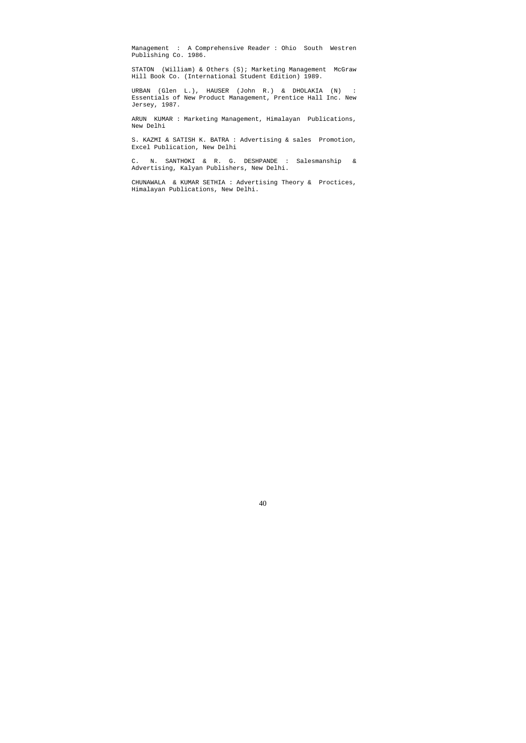Management : A Comprehensive Reader : Ohio South Westren Publishing Co. 1986.

STATON (William) & Others (S); Marketing Management McGraw Hill Book Co. (International Student Edition) 1989.

URBAN (Glen L.), HAUSER (John R.) & DHOLAKIA (N) : Essentials of New Product Management, Prentice Hall Inc. New Jersey, 1987.

ARUN KUMAR : Marketing Management, Himalayan Publications, New Delhi

S. KAZMI & SATISH K. BATRA : Advertising & sales Promotion, Excel Publication, New Delhi

C. N. SANTHOKI & R. G. DESHPANDE : Salesmanship & Advertising, Kalyan Publishers, New Delhi.

CHUNAWALA & KUMAR SETHIA : Advertising Theory & Proctices, Himalayan Publications, New Delhi.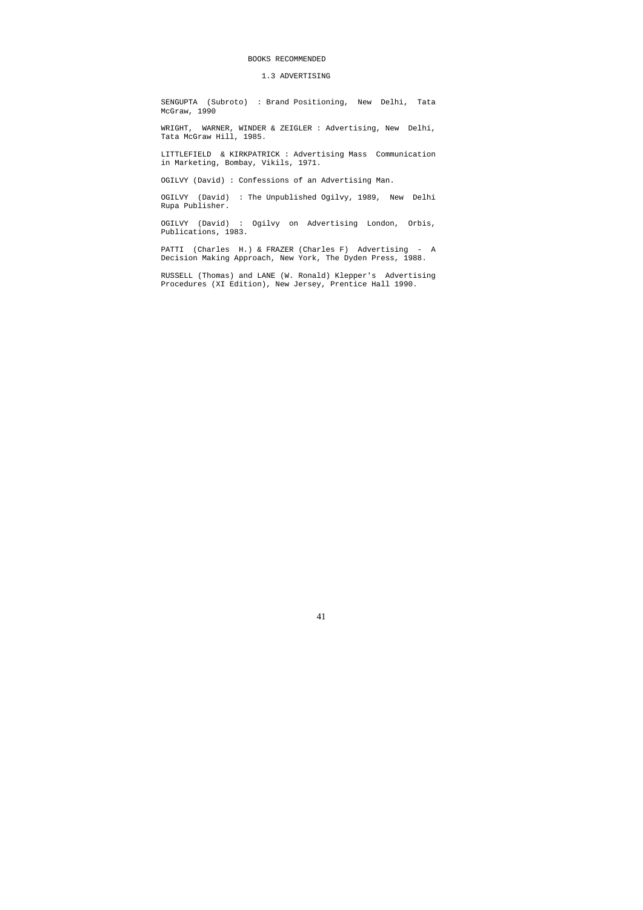## BOOKS RECOMMENDED

### 1.3 ADVERTISING

SENGUPTA (Subroto) : Brand Positioning, New Delhi, Tata McGraw, 1990

WRIGHT, WARNER, WINDER & ZEIGLER : Advertising, New Delhi, Tata McGraw Hill, 1985.

LITTLEFIELD & KIRKPATRICK : Advertising Mass Communication in Marketing, Bombay, Vikils, 1971.

OGILVY (David) : Confessions of an Advertising Man.

OGILVY (David) : The Unpublished Ogilvy, 1989, New Delhi Rupa Publisher.

OGILVY (David) : Ogilvy on Advertising London, Orbis, Publications, 1983.

PATTI (Charles H.) & FRAZER (Charles F) Advertising - A Decision Making Approach, New York, The Dyden Press, 1988.

RUSSELL (Thomas) and LANE (W. Ronald) Klepper's Advertising Procedures (XI Edition), New Jersey, Prentice Hall 1990.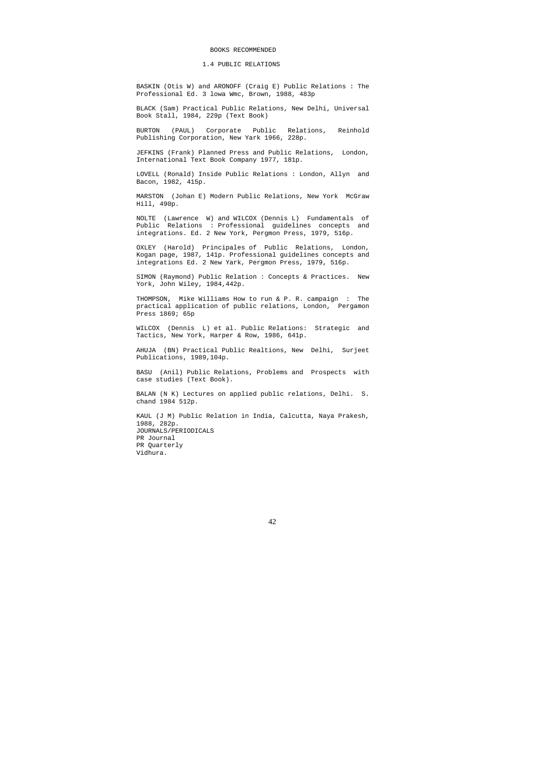# BOOKS RECOMMENDED

## 1.4 PUBLIC RELATIONS

BASKIN (Otis W) and ARONOFF (Craig E) Public Relations : The Professional Ed. 3 lowa Wmc, Brown, 1988, 483p

BLACK (Sam) Practical Public Relations, New Delhi, Universal Book Stall, 1984, 229p (Text Book)

BURTON (PAUL) Corporate Public Relations, Reinhold Publishing Corporation, New Yark 1966, 228p.

JEFKINS (Frank) Planned Press and Public Relations, London, International Text Book Company 1977, 181p.

LOVELL (Ronald) Inside Public Relations : London, Allyn and Bacon, 1982, 415p.

MARSTON (Johan E) Modern Public Relations, New York McGraw Hill, 490p.

NOLTE (Lawrence W) and WILCOX (Dennis L) Fundamentals of Public Relations : Professional guidelines concepts and integrations. Ed. 2 New York, Pergmon Press, 1979, 516p.

OXLEY (Harold) Principales of Public Relations, London, Kogan page, 1987, 141p. Professional guidelines concepts and integrations Ed. 2 New Yark, Pergmon Press, 1979, 516p.

SIMON (Raymond) Public Relation : Concepts & Practices. New York, John Wiley, 1984,442p.

THOMPSON, Mike Williams How to run & P. R. campaign : The practical application of public relations, London, Pergamon Press 1869; 65p

WILCOX (Dennis L) et al. Public Relations: Strategic and Tactics, New York, Harper & Row, 1986, 641p.

AHUJA (BN) Practical Public Realtions, New Delhi, Surjeet Publications, 1989,104p.

BASU (Anil) Public Relations, Problems and Prospects with case studies (Text Book).

BALAN (N K) Lectures on applied public relations, Delhi. S. chand 1984 512p.

KAUL (J M) Public Relation in India, Calcutta, Naya Prakesh, 1988, 282p.

JOURNALS/PERIODICALS

PR Journal

PR Quarterly

Vidhura.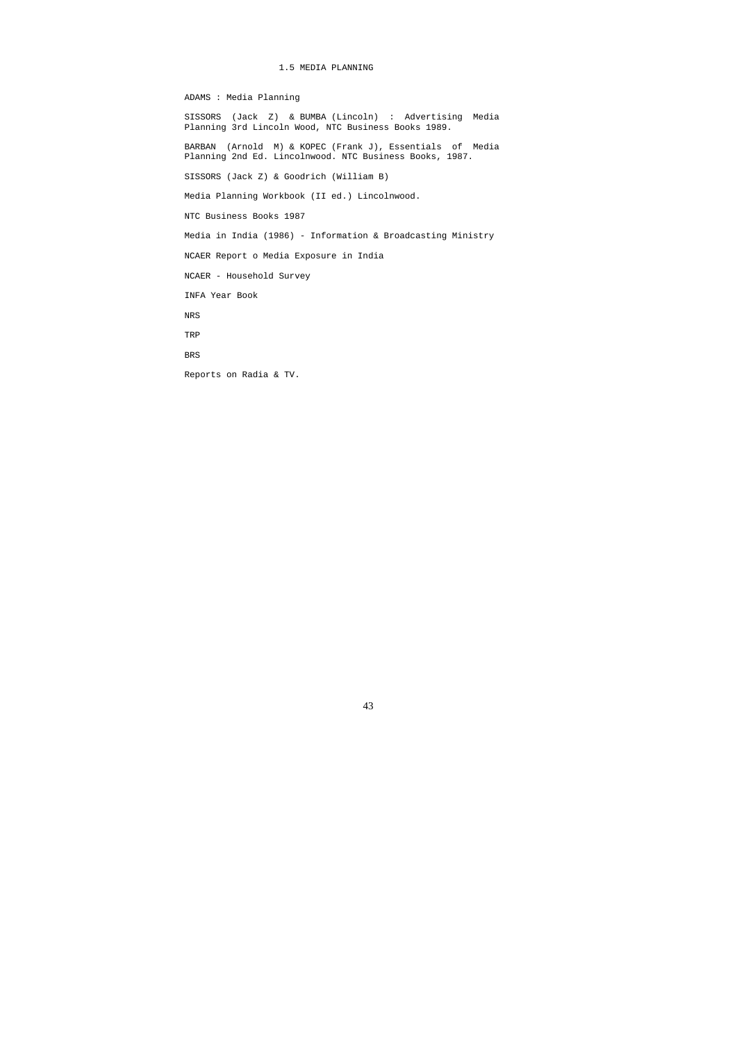## 1.5 MEDIA PLANNING

ADAMS : Media Planning

SISSORS (Jack Z) & BUMBA (Lincoln) : Advertising Media Planning 3rd Lincoln Wood, NTC Business Books 1989.

BARBAN (Arnold M) & KOPEC (Frank J), Essentials of Media Planning 2nd Ed. Lincolnwood. NTC Business Books, 1987.

SISSORS (Jack Z) & Goodrich (William B)

Media Planning Workbook (II ed.) Lincolnwood.

NTC Business Books 1987

Media in India (1986) - Information & Broadcasting Ministry

NCAER Report o Media Exposure in India

NCAER - Household Survey

INFA Year Book

NRS

TRP

BRS

Reports on Radia & TV.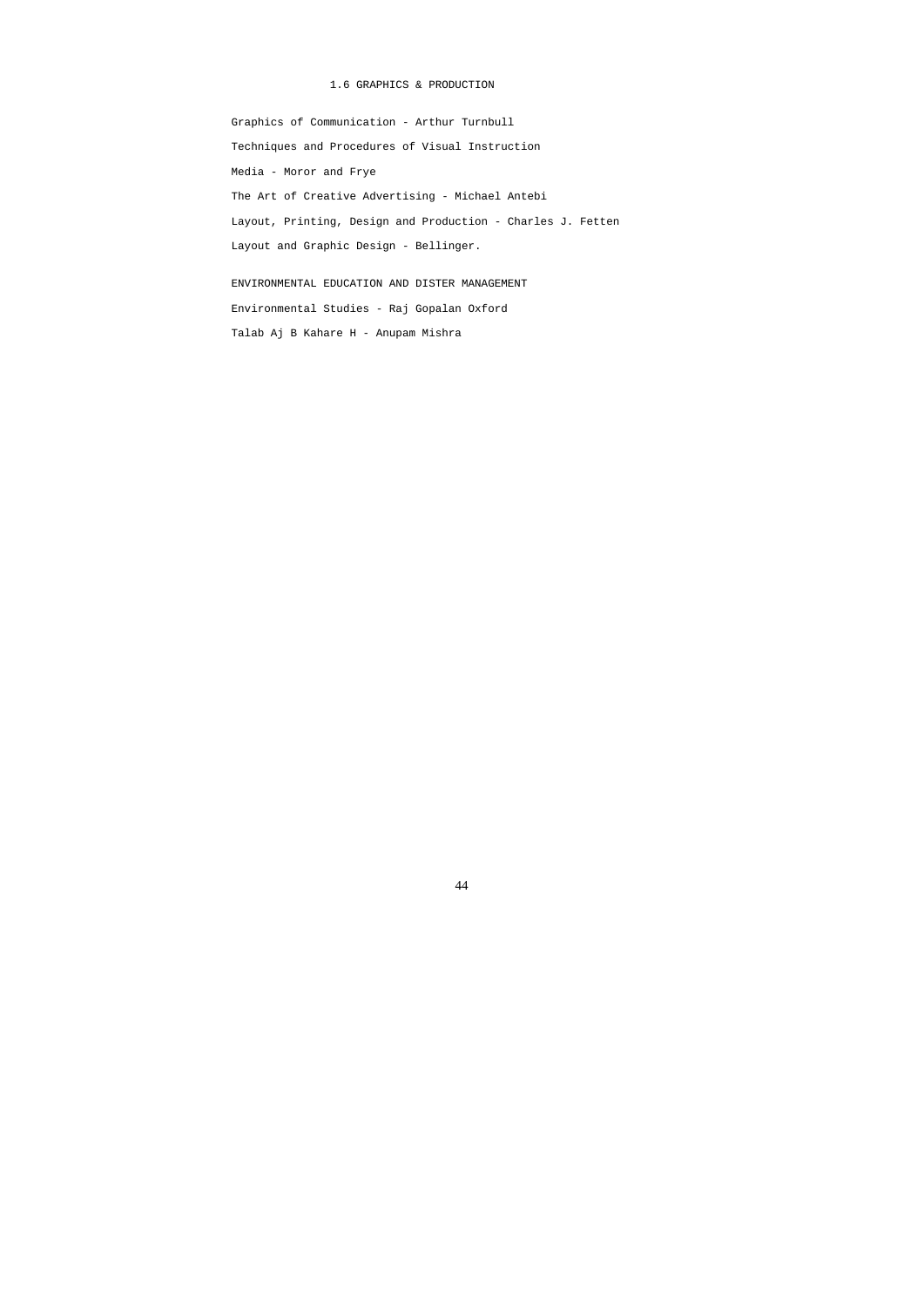## 1.6 GRAPHICS & PRODUCTION

Graphics of Communication - Arthur Turnbull

Techniques and Procedures of Visual Instruction

Media - Moror and Frye

The Art of Creative Advertising - Michael Antebi

Layout, Printing, Design and Production - Charles J. Fetten

Layout and Graphic Design - Bellinger.

## ENVIRONMENTAL EDUCATION AND DISTER MANAGEMENT

Environmental Studies - Raj Gopalan Oxford

Talab Aj B Kahare H - Anupam Mishra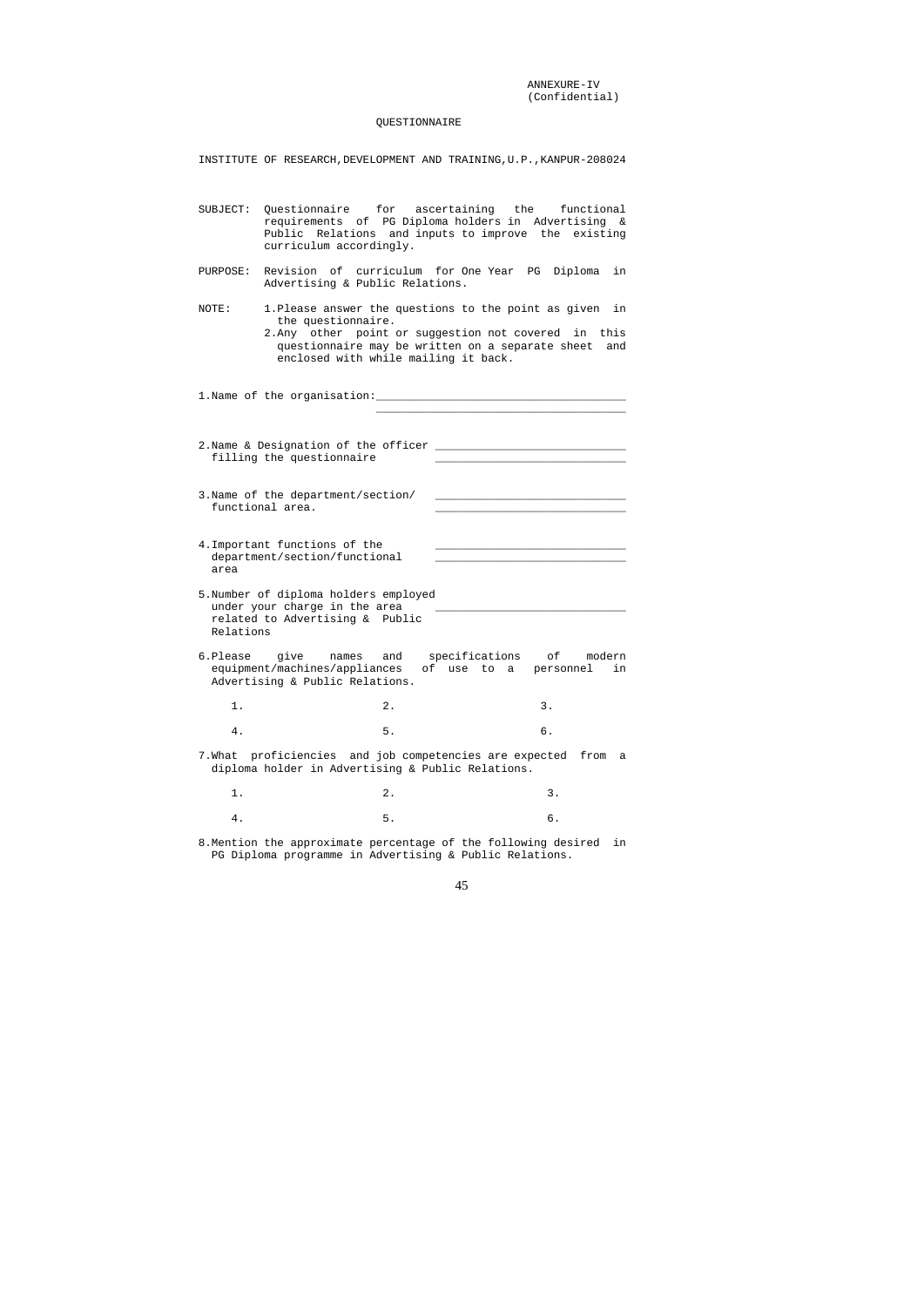ANNEXURE-IV
(Confidential)

# QUESTIONNAIRE

INSTITUTE OF RESEARCH,DEVELOPMENT AND TRAINING,U.P.,KANPUR-208024

SUBJECT: Questionnaire for ascertaining the functional requirements of PG Diploma holders in Advertising & Public Relations and inputs to improve the existing curriculum accordingly.

PURPOSE: Revision of curriculum for One Year PG Diploma in Advertising & Public Relations.

NOTE:
1. Please answer the questions to the point as given in the questionnaire.
2. Any other point or suggestion not covered in this questionnaire may be written on a separate sheet and enclosed with while mailing it back.

1. Name of the organisation:______________________________________
______________________________________

2. Name & Designation of the officer filling the questionnaire ____________________________
____________________________

3. Name of the department/section/ functional area. ____________________________
____________________________

4. Important functions of the department/section/functional area ____________________________
____________________________

5. Number of diploma holders employed under your charge in the area related to Advertising & Public Relations ____________________________

6. Please give names and specifications of modern equipment/machines/appliances of use to a personnel in Advertising & Public Relations.

   1. 2. 3.

   4. 5. 6.

7. What proficiencies and job competencies are expected from a diploma holder in Advertising & Public Relations.

   1. 2. 3.

   4. 5. 6.

8. Mention the approximate percentage of the following desired in PG Diploma programme in Advertising & Public Relations.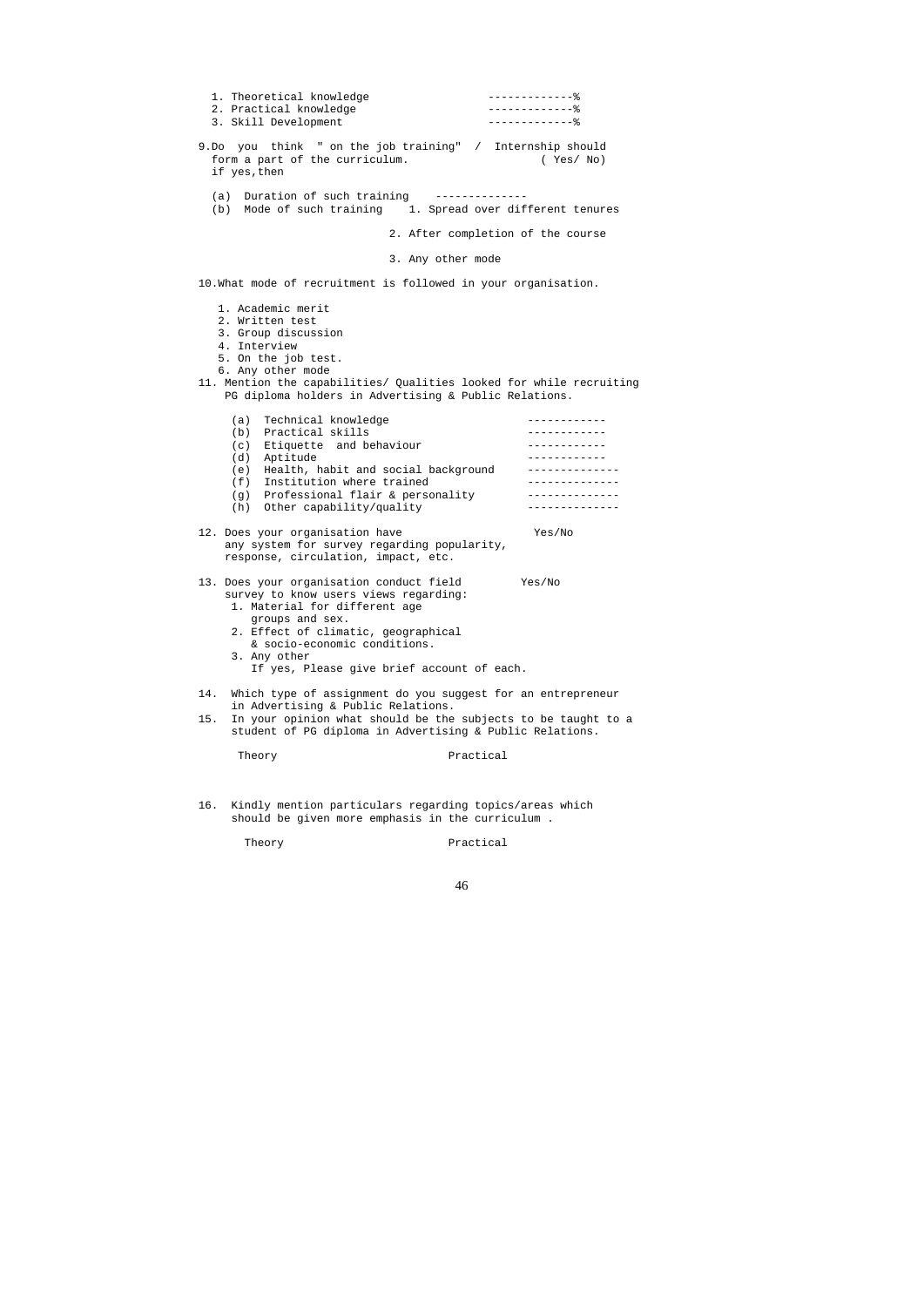1. Theoretical knowledge -------------%
2. Practical knowledge -------------%
3. Skill Development -------------%

9. Do you think " on the job training" / Internship should form a part of the curriculum. ( Yes/ No)
if yes, then

(a) Duration of such training --------------
(b) Mode of such training 1. Spread over different tenures

2. After completion of the course

3. Any other mode

10. What mode of recruitment is followed in your organisation.

1. Academic merit
2. Written test
3. Group discussion
4. Interview
5. On the job test.
6. Any other mode

11. Mention the capabilities/ Qualities looked for while recruiting PG diploma holders in Advertising & Public Relations.

(a) Technical knowledge ------------
(b) Practical skills ------------
(c) Etiquette and behaviour ------------
(d) Aptitude ------------
(e) Health, habit and social background --------------
(f) Institution where trained --------------
(g) Professional flair & personality --------------
(h) Other capability/quality --------------

12. Does your organisation have any system for survey regarding popularity, response, circulation, impact, etc. Yes/No

13. Does your organisation conduct field survey to know users views regarding: Yes/No
1. Material for different age groups and sex.
2. Effect of climatic, geographical & socio-economic conditions.
3. Any other
If yes, Please give brief account of each.

14. Which type of assignment do you suggest for an entrepreneur in Advertising & Public Relations.

15. In your opinion what should be the subjects to be taught to a student of PG diploma in Advertising & Public Relations.

Theory Practical

16. Kindly mention particulars regarding topics/areas which should be given more emphasis in the curriculum .

Theory Practical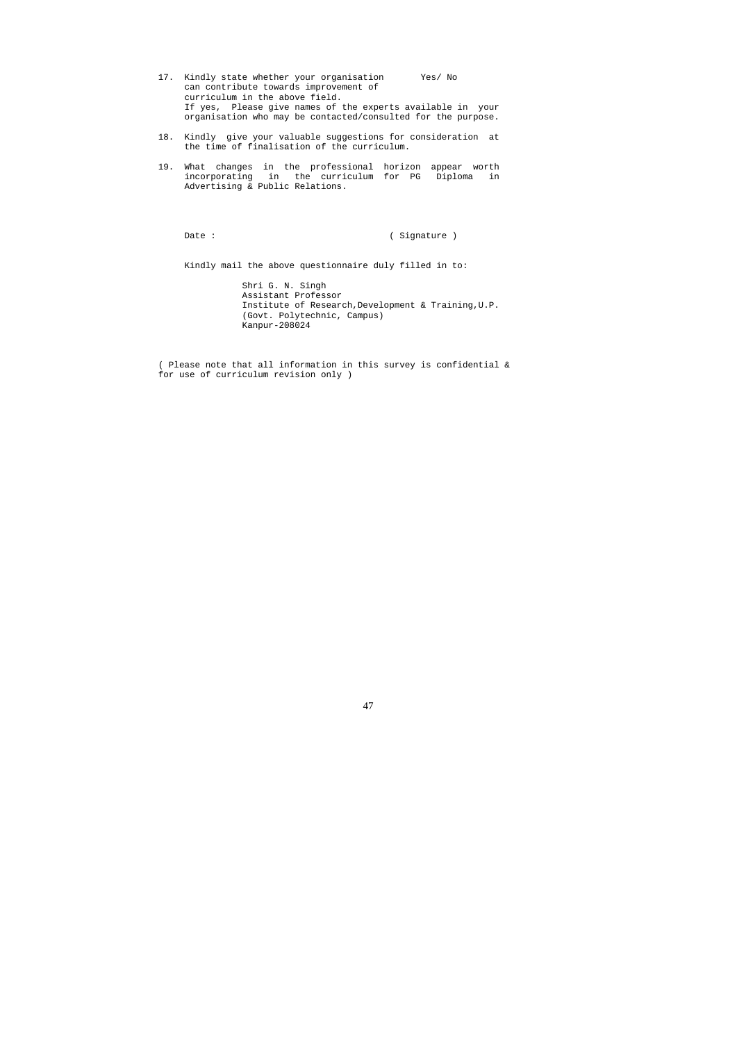17. Kindly state whether your organisation can contribute towards improvement of curriculum in the above field. Yes/ No
    If yes, Please give names of the experts available in your organisation who may be contacted/consulted for the purpose.

18. Kindly give your valuable suggestions for consideration at the time of finalisation of the curriculum.

19. What changes in the professional horizon appear worth incorporating in the curriculum for PG Diploma in Advertising & Public Relations.

Date : ( Signature )

Kindly mail the above questionnaire duly filled in to:

Shri G. N. Singh
Assistant Professor
Institute of Research,Development & Training,U.P.
(Govt. Polytechnic, Campus)
Kanpur-208024

( Please note that all information in this survey is confidential & for use of curriculum revision only )